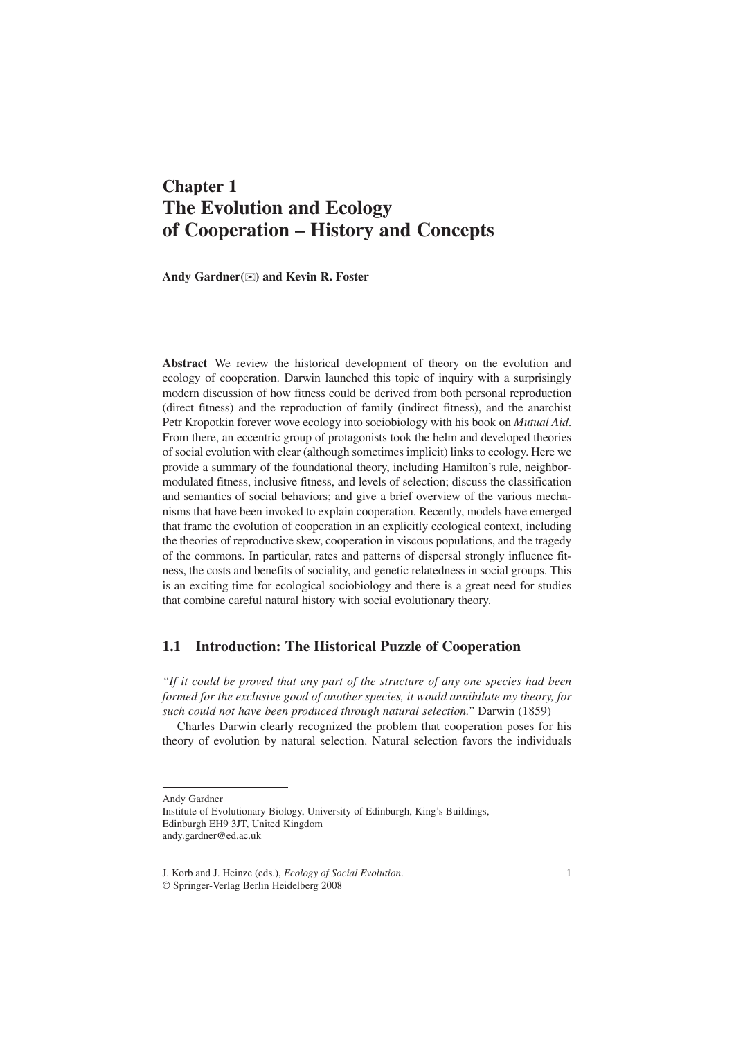# Chapter 1
# The Evolution and Ecology of Cooperation – History and Concepts

**Andy Gardner(✉) and Kevin R. Foster**

**Abstract** We review the historical development of theory on the evolution and ecology of cooperation. Darwin launched this topic of inquiry with a surprisingly modern discussion of how fitness could be derived from both personal reproduction (direct fitness) and the reproduction of family (indirect fitness), and the anarchist Petr Kropotkin forever wove ecology into sociobiology with his book on *Mutual Aid*. From there, an eccentric group of protagonists took the helm and developed theories of social evolution with clear (although sometimes implicit) links to ecology. Here we provide a summary of the foundational theory, including Hamilton's rule, neighbor-modulated fitness, inclusive fitness, and levels of selection; discuss the classification and semantics of social behaviors; and give a brief overview of the various mechanisms that have been invoked to explain cooperation. Recently, models have emerged that frame the evolution of cooperation in an explicitly ecological context, including the theories of reproductive skew, cooperation in viscous populations, and the tragedy of the commons. In particular, rates and patterns of dispersal strongly influence fitness, the costs and benefits of sociality, and genetic relatedness in social groups. This is an exciting time for ecological sociobiology and there is a great need for studies that combine careful natural history with social evolutionary theory.

## 1.1 Introduction: The Historical Puzzle of Cooperation

*"If it could be proved that any part of the structure of any one species had been formed for the exclusive good of another species, it would annihilate my theory, for such could not have been produced through natural selection."* Darwin (1859)

Charles Darwin clearly recognized the problem that cooperation poses for his theory of evolution by natural selection. Natural selection favors the individuals

---

Andy Gardner
Institute of Evolutionary Biology, University of Edinburgh, King's Buildings, Edinburgh EH9 3JT, United Kingdom
andy.gardner@ed.ac.uk

J. Korb and J. Heinze (eds.), *Ecology of Social Evolution*.
© Springer-Verlag Berlin Heidelberg 2008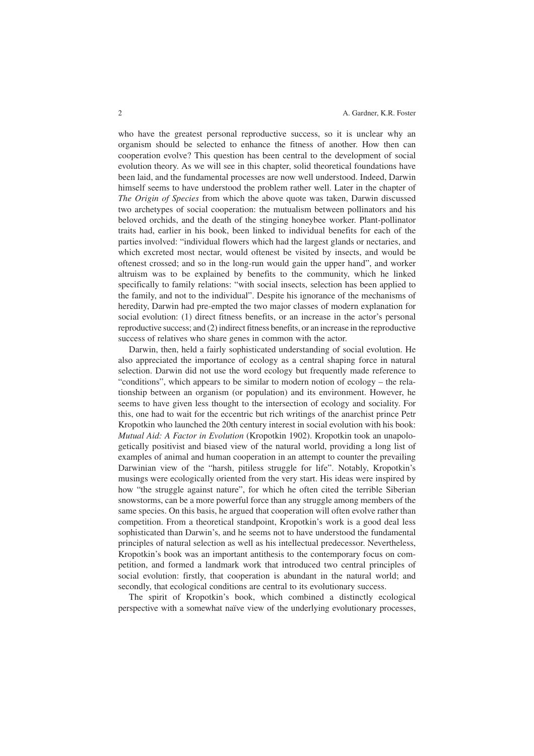who have the greatest personal reproductive success, so it is unclear why an organism should be selected to enhance the fitness of another. How then can cooperation evolve? This question has been central to the development of social evolution theory. As we will see in this chapter, solid theoretical foundations have been laid, and the fundamental processes are now well understood. Indeed, Darwin himself seems to have understood the problem rather well. Later in the chapter of *The Origin of Species* from which the above quote was taken, Darwin discussed two archetypes of social cooperation: the mutualism between pollinators and his beloved orchids, and the death of the stinging honeybee worker. Plant-pollinator traits had, earlier in his book, been linked to individual benefits for each of the parties involved: "individual flowers which had the largest glands or nectaries, and which excreted most nectar, would oftenest be visited by insects, and would be oftenest crossed; and so in the long-run would gain the upper hand", and worker altruism was to be explained by benefits to the community, which he linked specifically to family relations: "with social insects, selection has been applied to the family, and not to the individual". Despite his ignorance of the mechanisms of heredity, Darwin had pre-empted the two major classes of modern explanation for social evolution: (1) direct fitness benefits, or an increase in the actor's personal reproductive success; and (2) indirect fitness benefits, or an increase in the reproductive success of relatives who share genes in common with the actor.

Darwin, then, held a fairly sophisticated understanding of social evolution. He also appreciated the importance of ecology as a central shaping force in natural selection. Darwin did not use the word ecology but frequently made reference to "conditions", which appears to be similar to modern notion of ecology – the relationship between an organism (or population) and its environment. However, he seems to have given less thought to the intersection of ecology and sociality. For this, one had to wait for the eccentric but rich writings of the anarchist prince Petr Kropotkin who launched the 20th century interest in social evolution with his book: *Mutual Aid: A Factor in Evolution* (Kropotkin 1902). Kropotkin took an unapologetically positivist and biased view of the natural world, providing a long list of examples of animal and human cooperation in an attempt to counter the prevailing Darwinian view of the "harsh, pitiless struggle for life". Notably, Kropotkin's musings were ecologically oriented from the very start. His ideas were inspired by how "the struggle against nature", for which he often cited the terrible Siberian snowstorms, can be a more powerful force than any struggle among members of the same species. On this basis, he argued that cooperation will often evolve rather than competition. From a theoretical standpoint, Kropotkin's work is a good deal less sophisticated than Darwin's, and he seems not to have understood the fundamental principles of natural selection as well as his intellectual predecessor. Nevertheless, Kropotkin's book was an important antithesis to the contemporary focus on competition, and formed a landmark work that introduced two central principles of social evolution: firstly, that cooperation is abundant in the natural world; and secondly, that ecological conditions are central to its evolutionary success.

The spirit of Kropotkin's book, which combined a distinctly ecological perspective with a somewhat naïve view of the underlying evolutionary processes,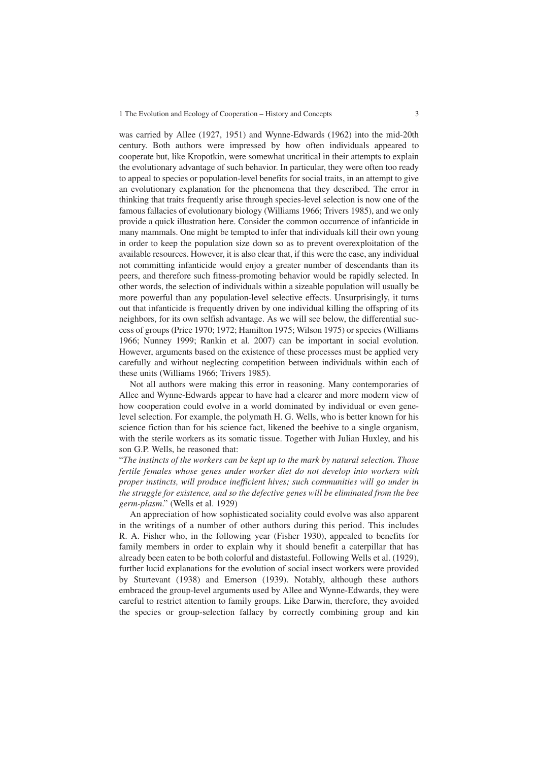was carried by Allee (1927, 1951) and Wynne-Edwards (1962) into the mid-20th century. Both authors were impressed by how often individuals appeared to cooperate but, like Kropotkin, were somewhat uncritical in their attempts to explain the evolutionary advantage of such behavior. In particular, they were often too ready to appeal to species or population-level benefits for social traits, in an attempt to give an evolutionary explanation for the phenomena that they described. The error in thinking that traits frequently arise through species-level selection is now one of the famous fallacies of evolutionary biology (Williams 1966; Trivers 1985), and we only provide a quick illustration here. Consider the common occurrence of infanticide in many mammals. One might be tempted to infer that individuals kill their own young in order to keep the population size down so as to prevent overexploitation of the available resources. However, it is also clear that, if this were the case, any individual not committing infanticide would enjoy a greater number of descendants than its peers, and therefore such fitness-promoting behavior would be rapidly selected. In other words, the selection of individuals within a sizeable population will usually be more powerful than any population-level selective effects. Unsurprisingly, it turns out that infanticide is frequently driven by one individual killing the offspring of its neighbors, for its own selfish advantage. As we will see below, the differential success of groups (Price 1970; 1972; Hamilton 1975; Wilson 1975) or species (Williams 1966; Nunney 1999; Rankin et al. 2007) can be important in social evolution. However, arguments based on the existence of these processes must be applied very carefully and without neglecting competition between individuals within each of these units (Williams 1966; Trivers 1985).

Not all authors were making this error in reasoning. Many contemporaries of Allee and Wynne-Edwards appear to have had a clearer and more modern view of how cooperation could evolve in a world dominated by individual or even gene-level selection. For example, the polymath H. G. Wells, who is better known for his science fiction than for his science fact, likened the beehive to a single organism, with the sterile workers as its somatic tissue. Together with Julian Huxley, and his son G.P. Wells, he reasoned that:

"*The instincts of the workers can be kept up to the mark by natural selection. Those fertile females whose genes under worker diet do not develop into workers with proper instincts, will produce inefficient hives; such communities will go under in the struggle for existence, and so the defective genes will be eliminated from the bee germ-plasm.*" (Wells et al. 1929)

An appreciation of how sophisticated sociality could evolve was also apparent in the writings of a number of other authors during this period. This includes R. A. Fisher who, in the following year (Fisher 1930), appealed to benefits for family members in order to explain why it should benefit a caterpillar that has already been eaten to be both colorful and distasteful. Following Wells et al. (1929), further lucid explanations for the evolution of social insect workers were provided by Sturtevant (1938) and Emerson (1939). Notably, although these authors embraced the group-level arguments used by Allee and Wynne-Edwards, they were careful to restrict attention to family groups. Like Darwin, therefore, they avoided the species or group-selection fallacy by correctly combining group and kin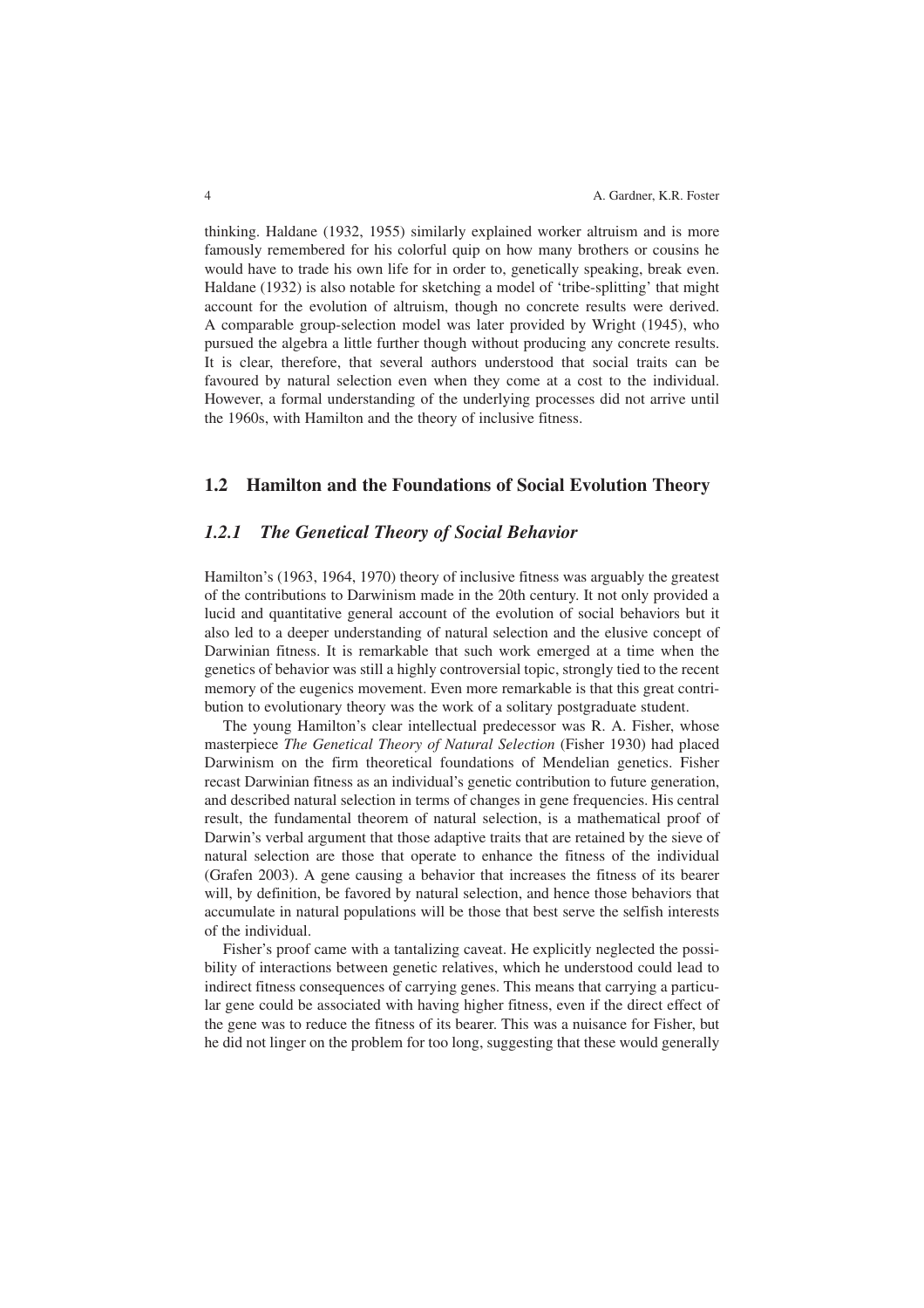thinking. Haldane (1932, 1955) similarly explained worker altruism and is more famously remembered for his colorful quip on how many brothers or cousins he would have to trade his own life for in order to, genetically speaking, break even. Haldane (1932) is also notable for sketching a model of 'tribe-splitting' that might account for the evolution of altruism, though no concrete results were derived. A comparable group-selection model was later provided by Wright (1945), who pursued the algebra a little further though without producing any concrete results. It is clear, therefore, that several authors understood that social traits can be favoured by natural selection even when they come at a cost to the individual. However, a formal understanding of the underlying processes did not arrive until the 1960s, with Hamilton and the theory of inclusive fitness.

## 1.2 Hamilton and the Foundations of Social Evolution Theory

### *1.2.1 The Genetical Theory of Social Behavior*

Hamilton's (1963, 1964, 1970) theory of inclusive fitness was arguably the greatest of the contributions to Darwinism made in the 20th century. It not only provided a lucid and quantitative general account of the evolution of social behaviors but it also led to a deeper understanding of natural selection and the elusive concept of Darwinian fitness. It is remarkable that such work emerged at a time when the genetics of behavior was still a highly controversial topic, strongly tied to the recent memory of the eugenics movement. Even more remarkable is that this great contribution to evolutionary theory was the work of a solitary postgraduate student.

The young Hamilton's clear intellectual predecessor was R. A. Fisher, whose masterpiece *The Genetical Theory of Natural Selection* (Fisher 1930) had placed Darwinism on the firm theoretical foundations of Mendelian genetics. Fisher recast Darwinian fitness as an individual's genetic contribution to future generation, and described natural selection in terms of changes in gene frequencies. His central result, the fundamental theorem of natural selection, is a mathematical proof of Darwin's verbal argument that those adaptive traits that are retained by the sieve of natural selection are those that operate to enhance the fitness of the individual (Grafen 2003). A gene causing a behavior that increases the fitness of its bearer will, by definition, be favored by natural selection, and hence those behaviors that accumulate in natural populations will be those that best serve the selfish interests of the individual.

Fisher's proof came with a tantalizing caveat. He explicitly neglected the possibility of interactions between genetic relatives, which he understood could lead to indirect fitness consequences of carrying genes. This means that carrying a particular gene could be associated with having higher fitness, even if the direct effect of the gene was to reduce the fitness of its bearer. This was a nuisance for Fisher, but he did not linger on the problem for too long, suggesting that these would generally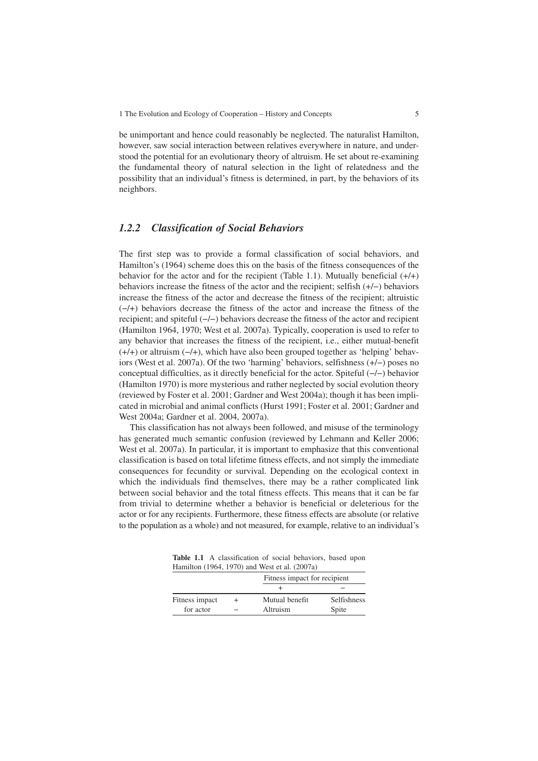be unimportant and hence could reasonably be neglected. The naturalist Hamilton, however, saw social interaction between relatives everywhere in nature, and understood the potential for an evolutionary theory of altruism. He set about re-examining the fundamental theory of natural selection in the light of relatedness and the possibility that an individual's fitness is determined, in part, by the behaviors of its neighbors.

### *1.2.2 Classification of Social Behaviors*

The first step was to provide a formal classification of social behaviors, and Hamilton's (1964) scheme does this on the basis of the fitness consequences of the behavior for the actor and for the recipient (Table 1.1). Mutually beneficial (+/+) behaviors increase the fitness of the actor and the recipient; selfish (+/−) behaviors increase the fitness of the actor and decrease the fitness of the recipient; altruistic (−/+) behaviors decrease the fitness of the actor and increase the fitness of the recipient; and spiteful (−/−) behaviors decrease the fitness of the actor and recipient (Hamilton 1964, 1970; West et al. 2007a). Typically, cooperation is used to refer to any behavior that increases the fitness of the recipient, i.e., either mutual-benefit (+/+) or altruism (−/+), which have also been grouped together as 'helping' behaviors (West et al. 2007a). Of the two 'harming' behaviors, selfishness (+/−) poses no conceptual difficulties, as it directly beneficial for the actor. Spiteful (−/−) behavior (Hamilton 1970) is more mysterious and rather neglected by social evolution theory (reviewed by Foster et al. 2001; Gardner and West 2004a); though it has been implicated in microbial and animal conflicts (Hurst 1991; Foster et al. 2001; Gardner and West 2004a; Gardner et al. 2004, 2007a).

This classification has not always been followed, and misuse of the terminology has generated much semantic confusion (reviewed by Lehmann and Keller 2006; West et al. 2007a). In particular, it is important to emphasize that this conventional classification is based on total lifetime fitness effects, and not simply the immediate consequences for fecundity or survival. Depending on the ecological context in which the individuals find themselves, there may be a rather complicated link between social behavior and the total fitness effects. This means that it can be far from trivial to determine whether a behavior is beneficial or deleterious for the actor or for any recipients. Furthermore, these fitness effects are absolute (or relative to the population as a whole) and not measured, for example, relative to an individual's

**Table 1.1** A classification of social behaviors, based upon Hamilton (1964, 1970) and West et al. (2007a)

| | | Fitness impact for recipient | |
|---|---|---|---|
| | | + | − |
| Fitness impact for actor | + | Mutual benefit | Selfishness |
| | − | Altruism | Spite |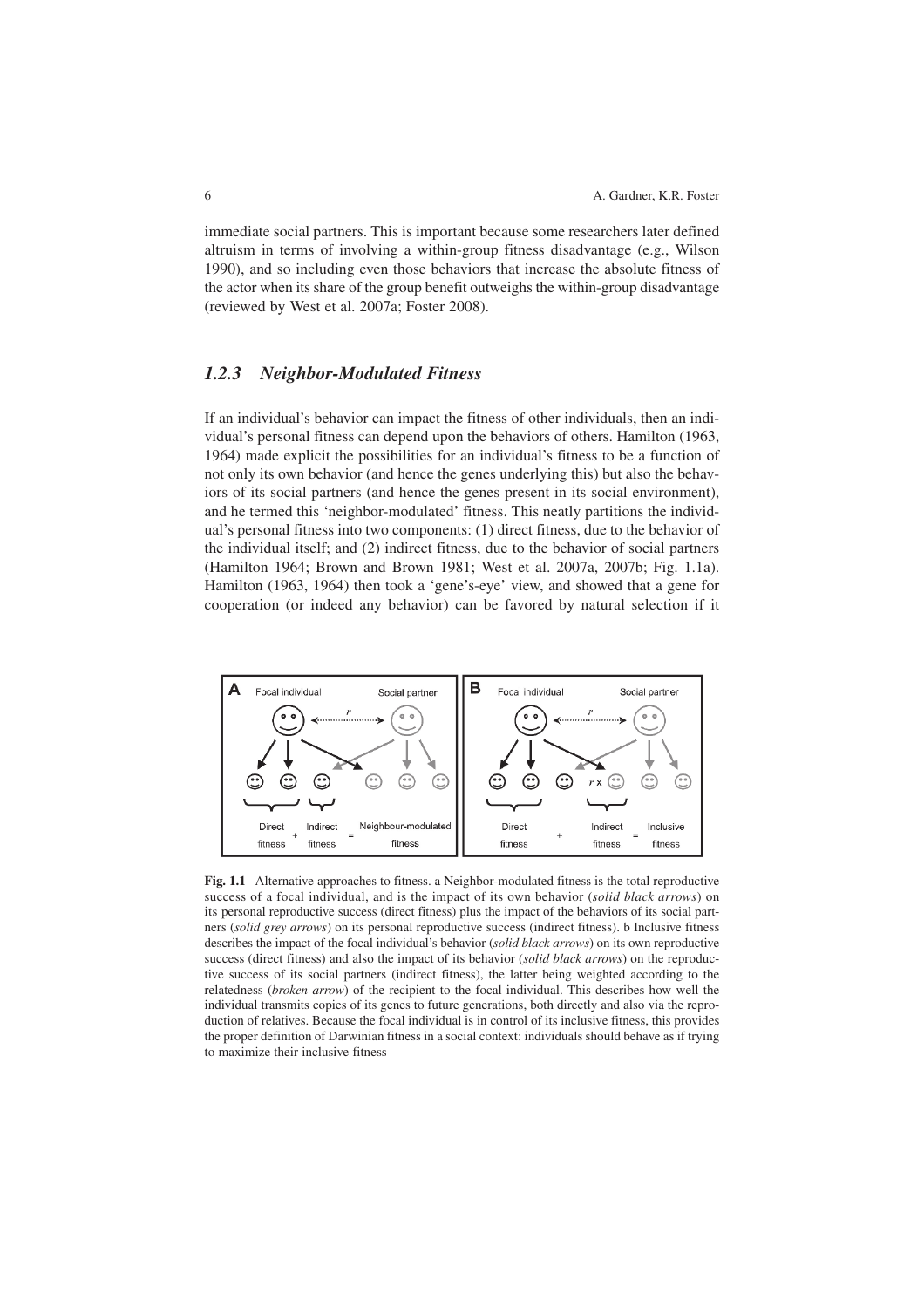immediate social partners. This is important because some researchers later defined altruism in terms of involving a within-group fitness disadvantage (e.g., Wilson 1990), and so including even those behaviors that increase the absolute fitness of the actor when its share of the group benefit outweighs the within-group disadvantage (reviewed by West et al. 2007a; Foster 2008).

### *1.2.3 Neighbor-Modulated Fitness*

If an individual's behavior can impact the fitness of other individuals, then an individual's personal fitness can depend upon the behaviors of others. Hamilton (1963, 1964) made explicit the possibilities for an individual's fitness to be a function of not only its own behavior (and hence the genes underlying this) but also the behaviors of its social partners (and hence the genes present in its social environment), and he termed this 'neighbor-modulated' fitness. This neatly partitions the individual's personal fitness into two components: (1) direct fitness, due to the behavior of the individual itself; and (2) indirect fitness, due to the behavior of social partners (Hamilton 1964; Brown and Brown 1981; West et al. 2007a, 2007b; Fig. 1.1a). Hamilton (1963, 1964) then took a 'gene's-eye' view, and showed that a gene for cooperation (or indeed any behavior) can be favored by natural selection if it

**Fig. 1.1** Alternative approaches to fitness. a Neighbor-modulated fitness is the total reproductive success of a focal individual, and is the impact of its own behavior (*solid black arrows*) on its personal reproductive success (direct fitness) plus the impact of the behaviors of its social partners (*solid grey arrows*) on its personal reproductive success (indirect fitness). b Inclusive fitness describes the impact of the focal individual's behavior (*solid black arrows*) on its own reproductive success (direct fitness) and also the impact of its behavior (*solid black arrows*) on the reproductive success of its social partners (indirect fitness), the latter being weighted according to the relatedness (*broken arrow*) of the recipient to the focal individual. This describes how well the individual transmits copies of its genes to future generations, both directly and also via the reproduction of relatives. Because the focal individual is in control of its inclusive fitness, this provides the proper definition of Darwinian fitness in a social context: individuals should behave as if trying to maximize their inclusive fitness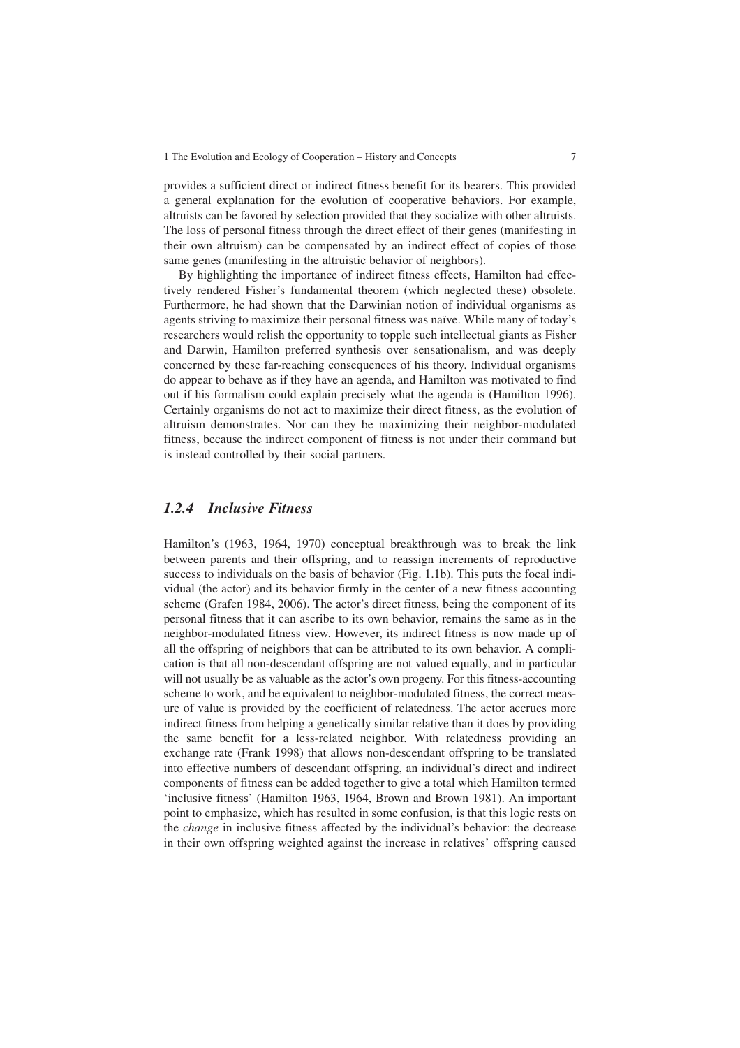provides a sufficient direct or indirect fitness benefit for its bearers. This provided a general explanation for the evolution of cooperative behaviors. For example, altruists can be favored by selection provided that they socialize with other altruists. The loss of personal fitness through the direct effect of their genes (manifesting in their own altruism) can be compensated by an indirect effect of copies of those same genes (manifesting in the altruistic behavior of neighbors).

By highlighting the importance of indirect fitness effects, Hamilton had effectively rendered Fisher's fundamental theorem (which neglected these) obsolete. Furthermore, he had shown that the Darwinian notion of individual organisms as agents striving to maximize their personal fitness was naïve. While many of today's researchers would relish the opportunity to topple such intellectual giants as Fisher and Darwin, Hamilton preferred synthesis over sensationalism, and was deeply concerned by these far-reaching consequences of his theory. Individual organisms do appear to behave as if they have an agenda, and Hamilton was motivated to find out if his formalism could explain precisely what the agenda is (Hamilton 1996). Certainly organisms do not act to maximize their direct fitness, as the evolution of altruism demonstrates. Nor can they be maximizing their neighbor-modulated fitness, because the indirect component of fitness is not under their command but is instead controlled by their social partners.

### *1.2.4 Inclusive Fitness*

Hamilton's (1963, 1964, 1970) conceptual breakthrough was to break the link between parents and their offspring, and to reassign increments of reproductive success to individuals on the basis of behavior (Fig. 1.1b). This puts the focal individual (the actor) and its behavior firmly in the center of a new fitness accounting scheme (Grafen 1984, 2006). The actor's direct fitness, being the component of its personal fitness that it can ascribe to its own behavior, remains the same as in the neighbor-modulated fitness view. However, its indirect fitness is now made up of all the offspring of neighbors that can be attributed to its own behavior. A complication is that all non-descendant offspring are not valued equally, and in particular will not usually be as valuable as the actor's own progeny. For this fitness-accounting scheme to work, and be equivalent to neighbor-modulated fitness, the correct measure of value is provided by the coefficient of relatedness. The actor accrues more indirect fitness from helping a genetically similar relative than it does by providing the same benefit for a less-related neighbor. With relatedness providing an exchange rate (Frank 1998) that allows non-descendant offspring to be translated into effective numbers of descendant offspring, an individual's direct and indirect components of fitness can be added together to give a total which Hamilton termed 'inclusive fitness' (Hamilton 1963, 1964, Brown and Brown 1981). An important point to emphasize, which has resulted in some confusion, is that this logic rests on the *change* in inclusive fitness affected by the individual's behavior: the decrease in their own offspring weighted against the increase in relatives' offspring caused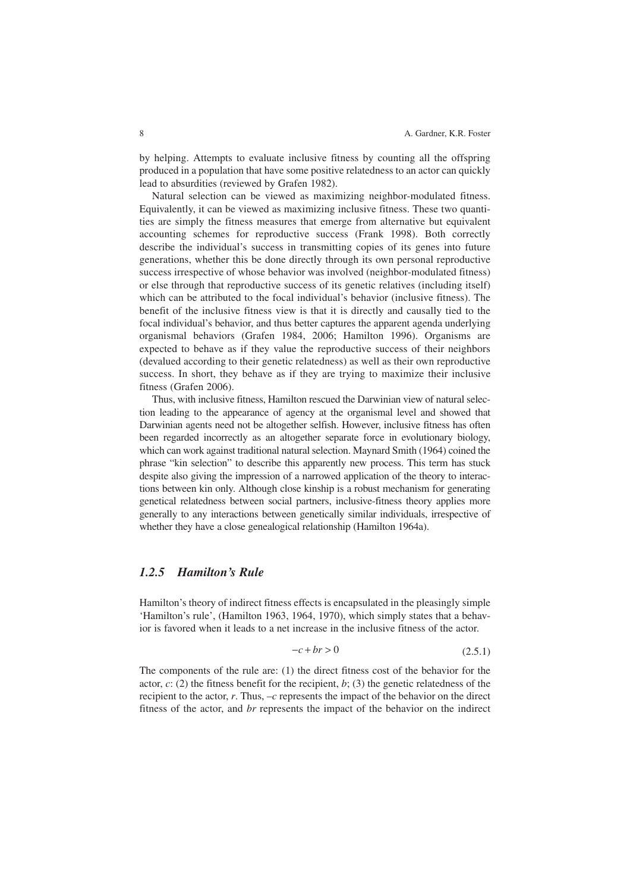by helping. Attempts to evaluate inclusive fitness by counting all the offspring produced in a population that have some positive relatedness to an actor can quickly lead to absurdities (reviewed by Grafen 1982).

Natural selection can be viewed as maximizing neighbor-modulated fitness. Equivalently, it can be viewed as maximizing inclusive fitness. These two quantities are simply the fitness measures that emerge from alternative but equivalent accounting schemes for reproductive success (Frank 1998). Both correctly describe the individual's success in transmitting copies of its genes into future generations, whether this be done directly through its own personal reproductive success irrespective of whose behavior was involved (neighbor-modulated fitness) or else through that reproductive success of its genetic relatives (including itself) which can be attributed to the focal individual's behavior (inclusive fitness). The benefit of the inclusive fitness view is that it is directly and causally tied to the focal individual's behavior, and thus better captures the apparent agenda underlying organismal behaviors (Grafen 1984, 2006; Hamilton 1996). Organisms are expected to behave as if they value the reproductive success of their neighbors (devalued according to their genetic relatedness) as well as their own reproductive success. In short, they behave as if they are trying to maximize their inclusive fitness (Grafen 2006).

Thus, with inclusive fitness, Hamilton rescued the Darwinian view of natural selection leading to the appearance of agency at the organismal level and showed that Darwinian agents need not be altogether selfish. However, inclusive fitness has often been regarded incorrectly as an altogether separate force in evolutionary biology, which can work against traditional natural selection. Maynard Smith (1964) coined the phrase "kin selection" to describe this apparently new process. This term has stuck despite also giving the impression of a narrowed application of the theory to interactions between kin only. Although close kinship is a robust mechanism for generating genetical relatedness between social partners, inclusive-fitness theory applies more generally to any interactions between genetically similar individuals, irrespective of whether they have a close genealogical relationship (Hamilton 1964a).

### *1.2.5 Hamilton's Rule*

Hamilton's theory of indirect fitness effects is encapsulated in the pleasingly simple 'Hamilton's rule', (Hamilton 1963, 1964, 1970), which simply states that a behavior is favored when it leads to a net increase in the inclusive fitness of the actor.

$$-c + br > 0 \tag{2.5.1}$$

The components of the rule are: (1) the direct fitness cost of the behavior for the actor, $c$: (2) the fitness benefit for the recipient, $b$; (3) the genetic relatedness of the recipient to the actor, $r$. Thus, $-c$ represents the impact of the behavior on the direct fitness of the actor, and $br$ represents the impact of the behavior on the indirect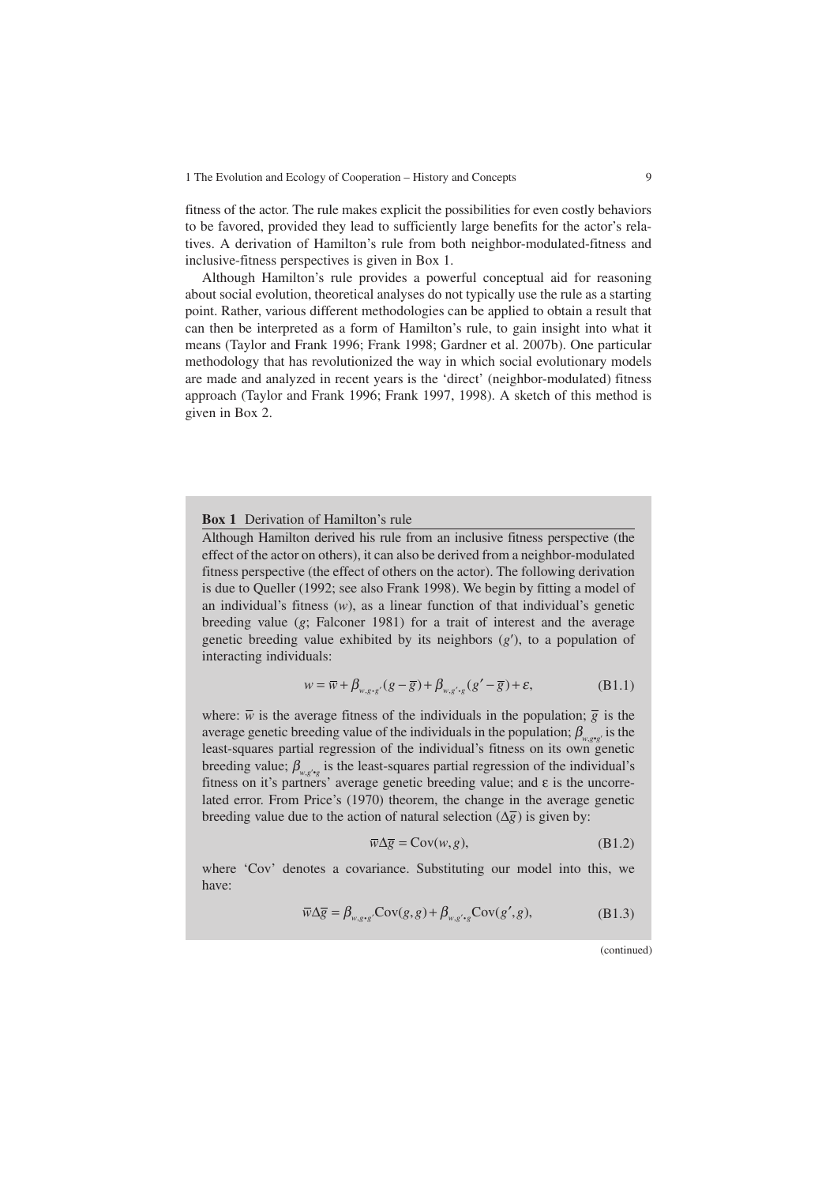fitness of the actor. The rule makes explicit the possibilities for even costly behaviors to be favored, provided they lead to sufficiently large benefits for the actor's relatives. A derivation of Hamilton's rule from both neighbor-modulated-fitness and inclusive-fitness perspectives is given in Box 1.

Although Hamilton's rule provides a powerful conceptual aid for reasoning about social evolution, theoretical analyses do not typically use the rule as a starting point. Rather, various different methodologies can be applied to obtain a result that can then be interpreted as a form of Hamilton's rule, to gain insight into what it means (Taylor and Frank 1996; Frank 1998; Gardner et al. 2007b). One particular methodology that has revolutionized the way in which social evolutionary models are made and analyzed in recent years is the 'direct' (neighbor-modulated) fitness approach (Taylor and Frank 1996; Frank 1997, 1998). A sketch of this method is given in Box 2.

**Box 1** Derivation of Hamilton's rule

Although Hamilton derived his rule from an inclusive fitness perspective (the effect of the actor on others), it can also be derived from a neighbor-modulated fitness perspective (the effect of others on the actor). The following derivation is due to Queller (1992; see also Frank 1998). We begin by fitting a model of an individual's fitness ($w$), as a linear function of that individual's genetic breeding value ($g$; Falconer 1981) for a trait of interest and the average genetic breeding value exhibited by its neighbors ($g'$), to a population of interacting individuals:

$$w = \overline{w} + \beta_{w,g\cdot g'}(g - \overline{g}) + \beta_{w,g'\cdot g}(g' - \overline{g}) + \varepsilon, \tag{B1.1}$$

where: $\overline{w}$ is the average fitness of the individuals in the population; $\overline{g}$ is the average genetic breeding value of the individuals in the population; $\beta_{w,g\cdot g'}$ is the least-squares partial regression of the individual's fitness on its own genetic breeding value; $\beta_{w,g'\cdot g}$ is the least-squares partial regression of the individual's fitness on it's partners' average genetic breeding value; and ε is the uncorrelated error. From Price's (1970) theorem, the change in the average genetic breeding value due to the action of natural selection ($\Delta\overline{g}$) is given by:

$$\overline{w}\Delta\overline{g} = \text{Cov}(w, g), \tag{B1.2}$$

where 'Cov' denotes a covariance. Substituting our model into this, we have:

$$\overline{w}\Delta\overline{g} = \beta_{w,g\cdot g'}\text{Cov}(g, g) + \beta_{w,g'\cdot g}\text{Cov}(g', g), \tag{B1.3}$$

(continued)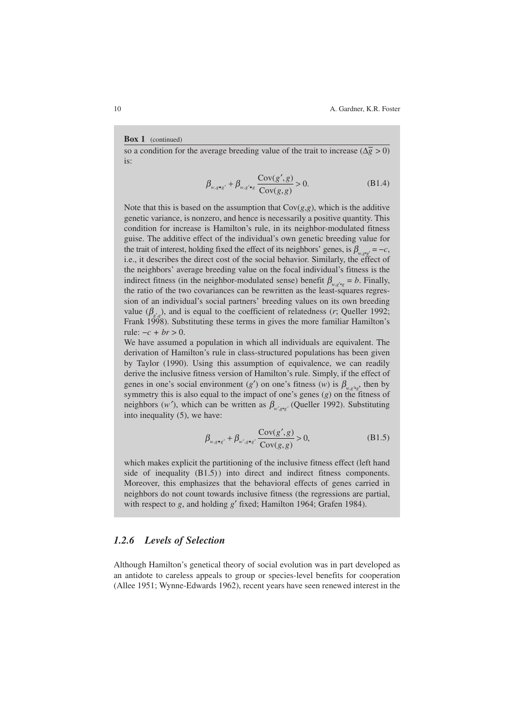**Box 1** (continued)

so a condition for the average breeding value of the trait to increase ($\Delta\bar{g} > 0$) is:

$$\beta_{w,g \bullet g'} + \beta_{w,g' \bullet g} \frac{\mathrm{Cov}(g',g)}{\mathrm{Cov}(g,g)} > 0. \tag{B1.4}$$

Note that this is based on the assumption that Cov($g$,$g$), which is the additive genetic variance, is nonzero, and hence is necessarily a positive quantity. This condition for increase is Hamilton's rule, in its neighbor-modulated fitness guise. The additive effect of the individual's own genetic breeding value for the trait of interest, holding fixed the effect of its neighbors' genes, is $\beta_{w,g \bullet g'} = -c$, i.e., it describes the direct cost of the social behavior. Similarly, the effect of the neighbors' average breeding value on the focal individual's fitness is the indirect fitness (in the neighbor-modulated sense) benefit $\beta_{w,g' \bullet g} = b$. Finally, the ratio of the two covariances can be rewritten as the least-squares regression of an individual's social partners' breeding values on its own breeding value ($\beta_{g',g}$), and is equal to the coefficient of relatedness ($r$; Queller 1992; Frank 1998). Substituting these terms in gives the more familiar Hamilton's rule: $-c + br > 0$.

We have assumed a population in which all individuals are equivalent. The derivation of Hamilton's rule in class-structured populations has been given by Taylor (1990). Using this assumption of equivalence, we can readily derive the inclusive fitness version of Hamilton's rule. Simply, if the effect of genes in one's social environment ($g'$) on one's fitness ($w$) is $\beta_{w,g' \bullet g}$, then by symmetry this is also equal to the impact of one's genes ($g$) on the fitness of neighbors ($w'$), which can be written as $\beta_{w',g \bullet g'}$ (Queller 1992). Substituting into inequality (5), we have:

$$\beta_{w,g \bullet g'} + \beta_{w',g \bullet g'} \frac{\mathrm{Cov}(g',g)}{\mathrm{Cov}(g,g)} > 0, \tag{B1.5}$$

which makes explicit the partitioning of the inclusive fitness effect (left hand side of inequality (B1.5)) into direct and indirect fitness components. Moreover, this emphasizes that the behavioral effects of genes carried in neighbors do not count towards inclusive fitness (the regressions are partial, with respect to $g$, and holding $g'$ fixed; Hamilton 1964; Grafen 1984).

### *1.2.6 Levels of Selection*

Although Hamilton's genetical theory of social evolution was in part developed as an antidote to careless appeals to group or species-level benefits for cooperation (Allee 1951; Wynne-Edwards 1962), recent years have seen renewed interest in the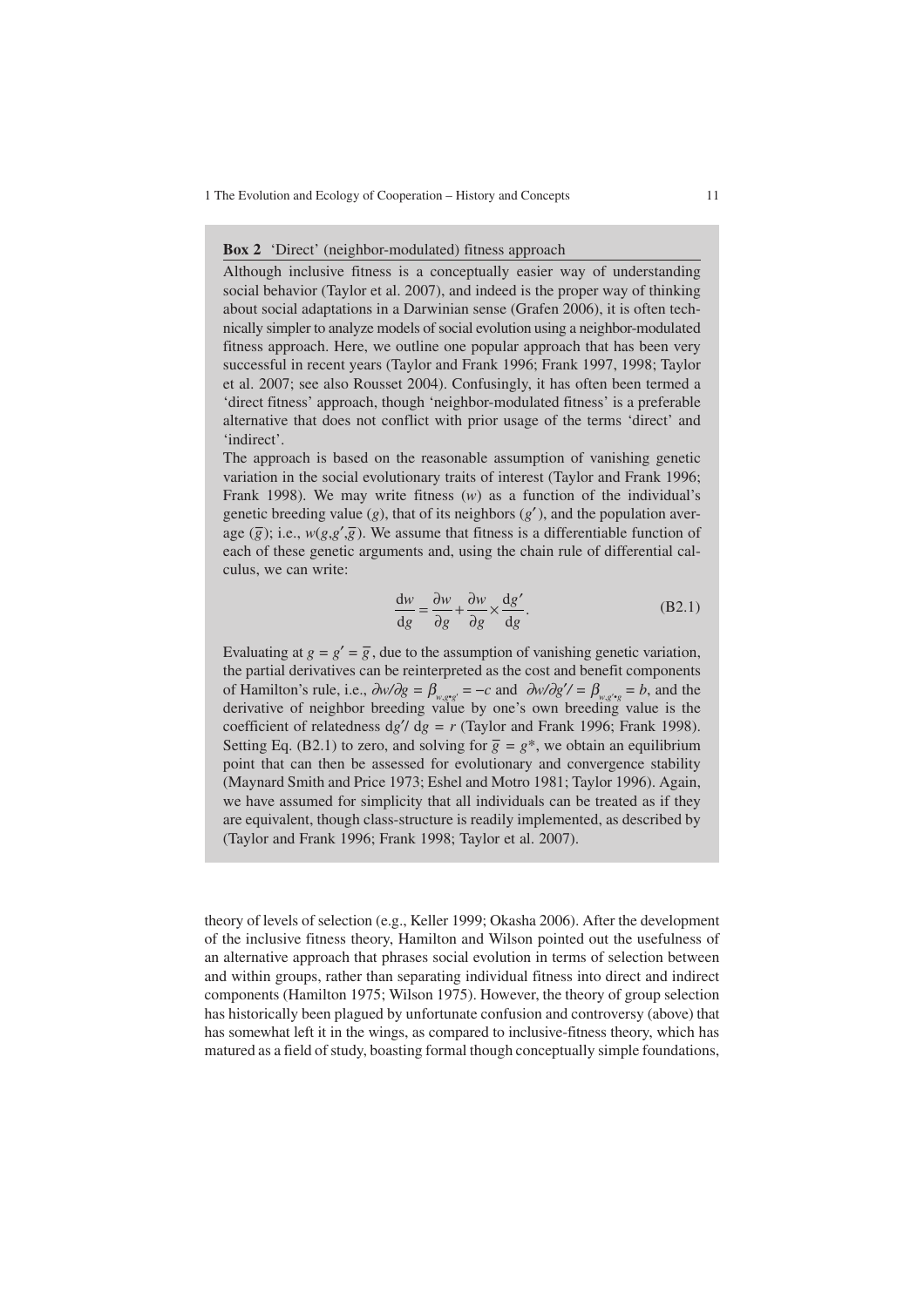**Box 2** 'Direct' (neighbor-modulated) fitness approach

Although inclusive fitness is a conceptually easier way of understanding social behavior (Taylor et al. 2007), and indeed is the proper way of thinking about social adaptations in a Darwinian sense (Grafen 2006), it is often technically simpler to analyze models of social evolution using a neighbor-modulated fitness approach. Here, we outline one popular approach that has been very successful in recent years (Taylor and Frank 1996; Frank 1997, 1998; Taylor et al. 2007; see also Rousset 2004). Confusingly, it has often been termed a 'direct fitness' approach, though 'neighbor-modulated fitness' is a preferable alternative that does not conflict with prior usage of the terms 'direct' and 'indirect'.

The approach is based on the reasonable assumption of vanishing genetic variation in the social evolutionary traits of interest (Taylor and Frank 1996; Frank 1998). We may write fitness ($w$) as a function of the individual's genetic breeding value ($g$), that of its neighbors ($g'$), and the population average ($\bar{g}$); i.e., $w(g,g',\bar{g})$. We assume that fitness is a differentiable function of each of these genetic arguments and, using the chain rule of differential calculus, we can write:

$$\frac{dw}{dg} = \frac{\partial w}{\partial g} + \frac{\partial w}{\partial g} \times \frac{dg'}{dg}. \tag{B2.1}$$

Evaluating at $g = g' = \bar{g}$, due to the assumption of vanishing genetic variation, the partial derivatives can be reinterpreted as the cost and benefit components of Hamilton's rule, i.e., $\partial w/\partial g = \beta_{w,g \bullet g'} = -c$ and $\partial w/\partial g' = \beta_{w,g' \bullet g} = b$, and the derivative of neighbor breeding value by one's own breeding value is the coefficient of relatedness $dg'/dg = r$ (Taylor and Frank 1996; Frank 1998). Setting Eq. (B2.1) to zero, and solving for $\bar{g} = g^*$, we obtain an equilibrium point that can then be assessed for evolutionary and convergence stability (Maynard Smith and Price 1973; Eshel and Motro 1981; Taylor 1996). Again, we have assumed for simplicity that all individuals can be treated as if they are equivalent, though class-structure is readily implemented, as described by (Taylor and Frank 1996; Frank 1998; Taylor et al. 2007).

theory of levels of selection (e.g., Keller 1999; Okasha 2006). After the development of the inclusive fitness theory, Hamilton and Wilson pointed out the usefulness of an alternative approach that phrases social evolution in terms of selection between and within groups, rather than separating individual fitness into direct and indirect components (Hamilton 1975; Wilson 1975). However, the theory of group selection has historically been plagued by unfortunate confusion and controversy (above) that has somewhat left it in the wings, as compared to inclusive-fitness theory, which has matured as a field of study, boasting formal though conceptually simple foundations,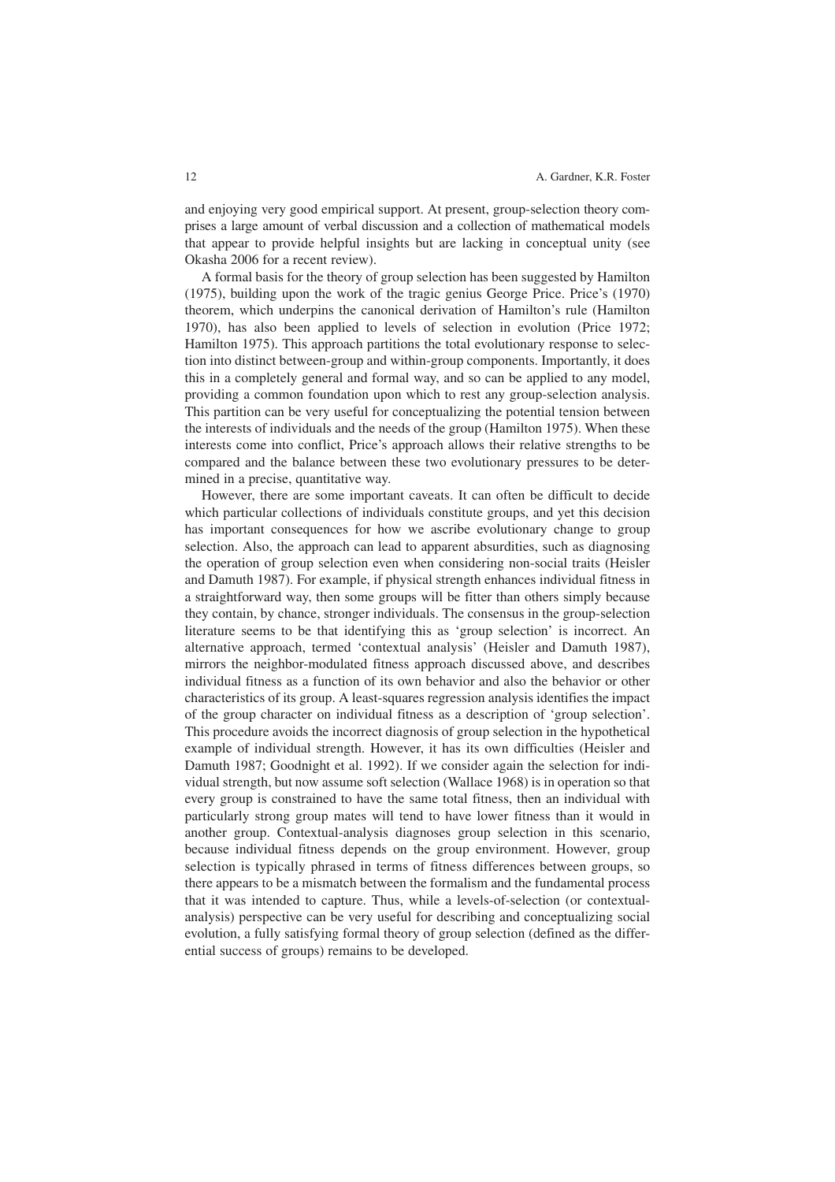and enjoying very good empirical support. At present, group-selection theory comprises a large amount of verbal discussion and a collection of mathematical models that appear to provide helpful insights but are lacking in conceptual unity (see Okasha 2006 for a recent review).

A formal basis for the theory of group selection has been suggested by Hamilton (1975), building upon the work of the tragic genius George Price. Price's (1970) theorem, which underpins the canonical derivation of Hamilton's rule (Hamilton 1970), has also been applied to levels of selection in evolution (Price 1972; Hamilton 1975). This approach partitions the total evolutionary response to selection into distinct between-group and within-group components. Importantly, it does this in a completely general and formal way, and so can be applied to any model, providing a common foundation upon which to rest any group-selection analysis. This partition can be very useful for conceptualizing the potential tension between the interests of individuals and the needs of the group (Hamilton 1975). When these interests come into conflict, Price's approach allows their relative strengths to be compared and the balance between these two evolutionary pressures to be determined in a precise, quantitative way.

However, there are some important caveats. It can often be difficult to decide which particular collections of individuals constitute groups, and yet this decision has important consequences for how we ascribe evolutionary change to group selection. Also, the approach can lead to apparent absurdities, such as diagnosing the operation of group selection even when considering non-social traits (Heisler and Damuth 1987). For example, if physical strength enhances individual fitness in a straightforward way, then some groups will be fitter than others simply because they contain, by chance, stronger individuals. The consensus in the group-selection literature seems to be that identifying this as 'group selection' is incorrect. An alternative approach, termed 'contextual analysis' (Heisler and Damuth 1987), mirrors the neighbor-modulated fitness approach discussed above, and describes individual fitness as a function of its own behavior and also the behavior or other characteristics of its group. A least-squares regression analysis identifies the impact of the group character on individual fitness as a description of 'group selection'. This procedure avoids the incorrect diagnosis of group selection in the hypothetical example of individual strength. However, it has its own difficulties (Heisler and Damuth 1987; Goodnight et al. 1992). If we consider again the selection for individual strength, but now assume soft selection (Wallace 1968) is in operation so that every group is constrained to have the same total fitness, then an individual with particularly strong group mates will tend to have lower fitness than it would in another group. Contextual-analysis diagnoses group selection in this scenario, because individual fitness depends on the group environment. However, group selection is typically phrased in terms of fitness differences between groups, so there appears to be a mismatch between the formalism and the fundamental process that it was intended to capture. Thus, while a levels-of-selection (or contextual-analysis) perspective can be very useful for describing and conceptualizing social evolution, a fully satisfying formal theory of group selection (defined as the differential success of groups) remains to be developed.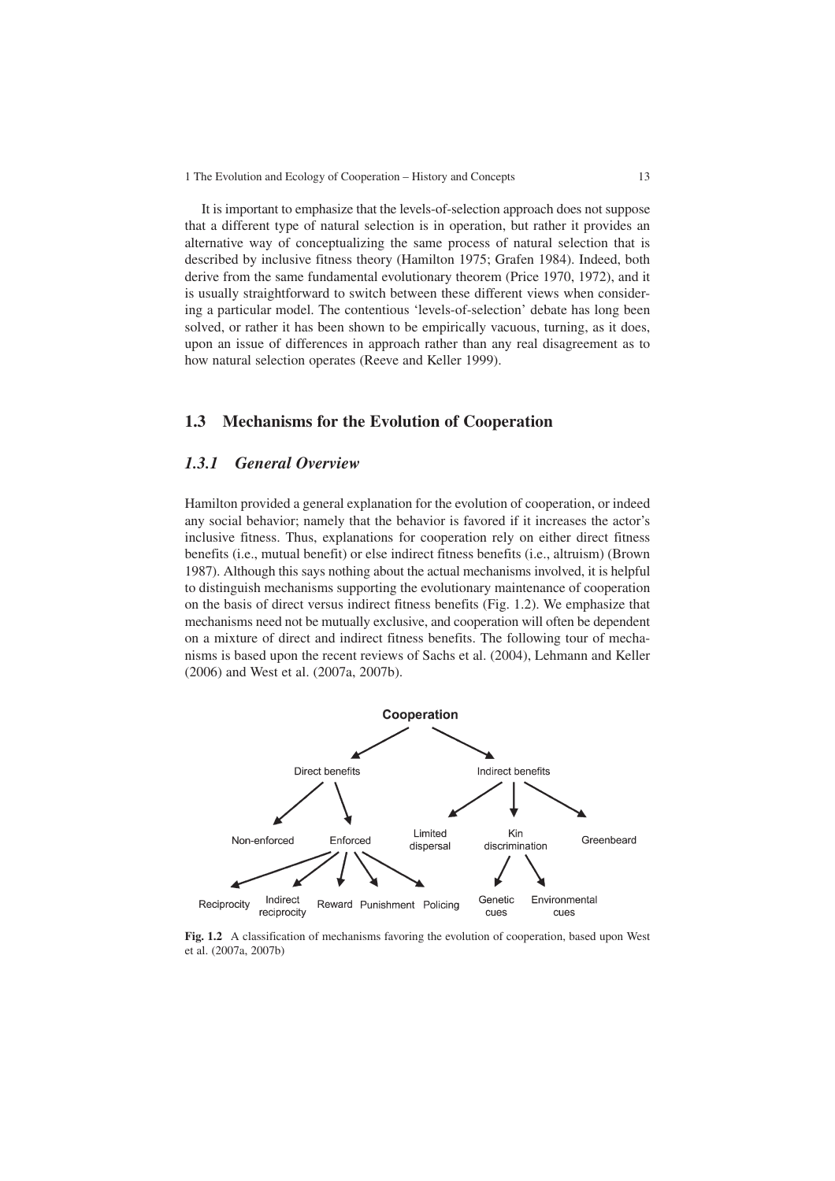It is important to emphasize that the levels-of-selection approach does not suppose that a different type of natural selection is in operation, but rather it provides an alternative way of conceptualizing the same process of natural selection that is described by inclusive fitness theory (Hamilton 1975; Grafen 1984). Indeed, both derive from the same fundamental evolutionary theorem (Price 1970, 1972), and it is usually straightforward to switch between these different views when considering a particular model. The contentious 'levels-of-selection' debate has long been solved, or rather it has been shown to be empirically vacuous, turning, as it does, upon an issue of differences in approach rather than any real disagreement as to how natural selection operates (Reeve and Keller 1999).

## 1.3 Mechanisms for the Evolution of Cooperation

### *1.3.1 General Overview*

Hamilton provided a general explanation for the evolution of cooperation, or indeed any social behavior; namely that the behavior is favored if it increases the actor's inclusive fitness. Thus, explanations for cooperation rely on either direct fitness benefits (i.e., mutual benefit) or else indirect fitness benefits (i.e., altruism) (Brown 1987). Although this says nothing about the actual mechanisms involved, it is helpful to distinguish mechanisms supporting the evolutionary maintenance of cooperation on the basis of direct versus indirect fitness benefits (Fig. 1.2). We emphasize that mechanisms need not be mutually exclusive, and cooperation will often be dependent on a mixture of direct and indirect fitness benefits. The following tour of mechanisms is based upon the recent reviews of Sachs et al. (2004), Lehmann and Keller (2006) and West et al. (2007a, 2007b).

**Cooperation**

- Direct benefits
  - Non-enforced
  - Enforced
    - Reciprocity
    - Indirect reciprocity
    - Reward
    - Punishment
    - Policing
- Indirect benefits
  - Limited dispersal
  - Kin discrimination
    - Genetic cues
    - Environmental cues
  - Greenbeard

**Fig. 1.2** A classification of mechanisms favoring the evolution of cooperation, based upon West et al. (2007a, 2007b)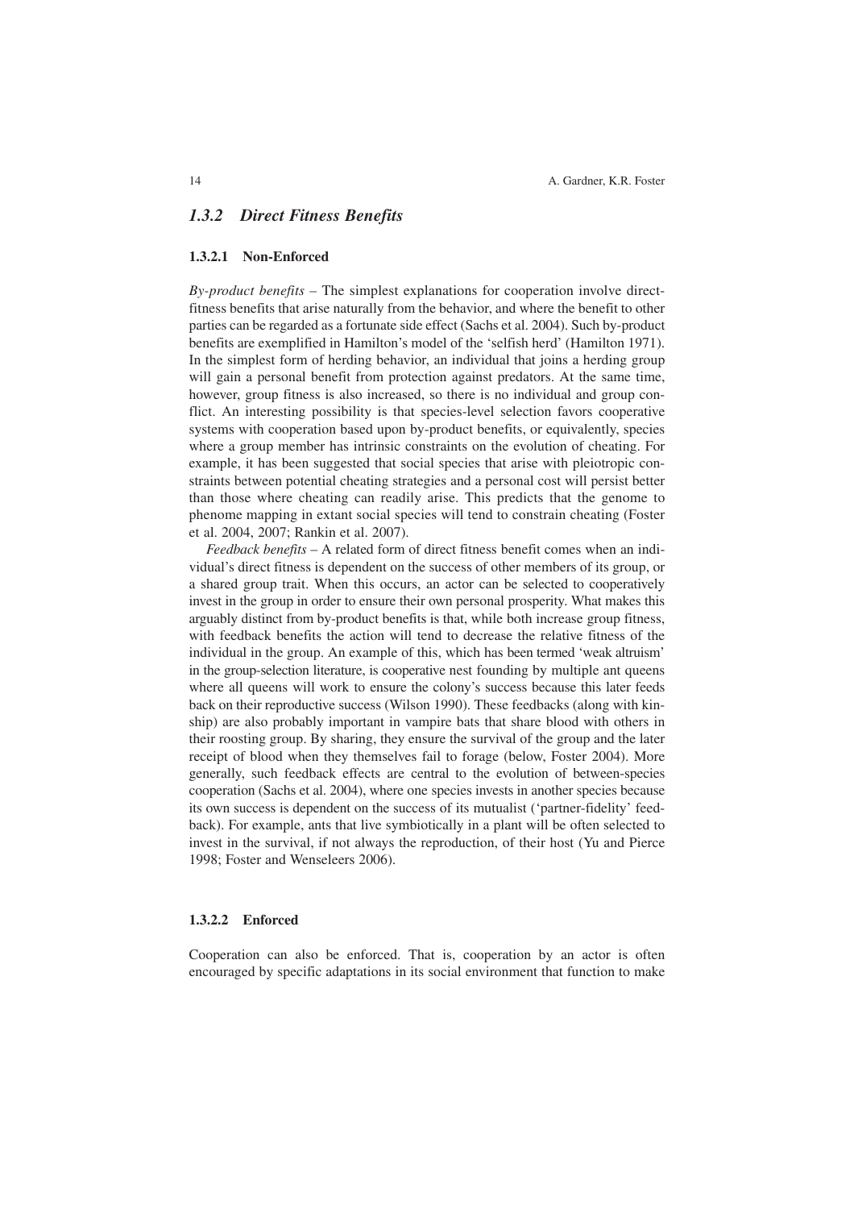### 1.3.2 *Direct Fitness Benefits*

#### 1.3.2.1 Non-Enforced

*By-product benefits* – The simplest explanations for cooperation involve direct-fitness benefits that arise naturally from the behavior, and where the benefit to other parties can be regarded as a fortunate side effect (Sachs et al. 2004). Such by-product benefits are exemplified in Hamilton's model of the 'selfish herd' (Hamilton 1971). In the simplest form of herding behavior, an individual that joins a herding group will gain a personal benefit from protection against predators. At the same time, however, group fitness is also increased, so there is no individual and group conflict. An interesting possibility is that species-level selection favors cooperative systems with cooperation based upon by-product benefits, or equivalently, species where a group member has intrinsic constraints on the evolution of cheating. For example, it has been suggested that social species that arise with pleiotropic constraints between potential cheating strategies and a personal cost will persist better than those where cheating can readily arise. This predicts that the genome to phenome mapping in extant social species will tend to constrain cheating (Foster et al. 2004, 2007; Rankin et al. 2007).

*Feedback benefits* – A related form of direct fitness benefit comes when an individual's direct fitness is dependent on the success of other members of its group, or a shared group trait. When this occurs, an actor can be selected to cooperatively invest in the group in order to ensure their own personal prosperity. What makes this arguably distinct from by-product benefits is that, while both increase group fitness, with feedback benefits the action will tend to decrease the relative fitness of the individual in the group. An example of this, which has been termed 'weak altruism' in the group-selection literature, is cooperative nest founding by multiple ant queens where all queens will work to ensure the colony's success because this later feeds back on their reproductive success (Wilson 1990). These feedbacks (along with kinship) are also probably important in vampire bats that share blood with others in their roosting group. By sharing, they ensure the survival of the group and the later receipt of blood when they themselves fail to forage (below, Foster 2004). More generally, such feedback effects are central to the evolution of between-species cooperation (Sachs et al. 2004), where one species invests in another species because its own success is dependent on the success of its mutualist ('partner-fidelity' feedback). For example, ants that live symbiotically in a plant will be often selected to invest in the survival, if not always the reproduction, of their host (Yu and Pierce 1998; Foster and Wenseleers 2006).

#### 1.3.2.2 Enforced

Cooperation can also be enforced. That is, cooperation by an actor is often encouraged by specific adaptations in its social environment that function to make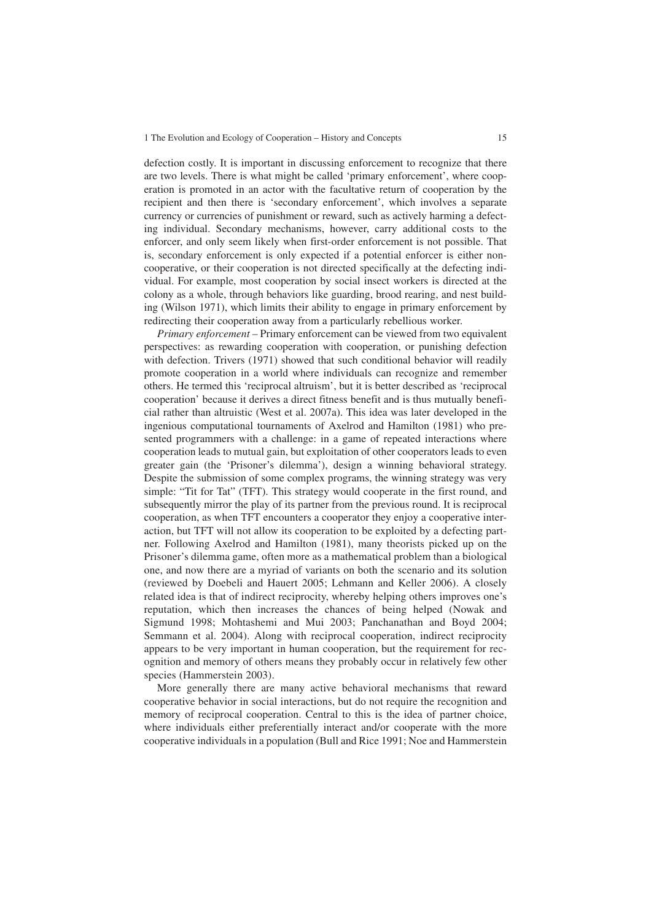defection costly. It is important in discussing enforcement to recognize that there are two levels. There is what might be called 'primary enforcement', where cooperation is promoted in an actor with the facultative return of cooperation by the recipient and then there is 'secondary enforcement', which involves a separate currency or currencies of punishment or reward, such as actively harming a defecting individual. Secondary mechanisms, however, carry additional costs to the enforcer, and only seem likely when first-order enforcement is not possible. That is, secondary enforcement is only expected if a potential enforcer is either noncooperative, or their cooperation is not directed specifically at the defecting individual. For example, most cooperation by social insect workers is directed at the colony as a whole, through behaviors like guarding, brood rearing, and nest building (Wilson 1971), which limits their ability to engage in primary enforcement by redirecting their cooperation away from a particularly rebellious worker.

*Primary enforcement* – Primary enforcement can be viewed from two equivalent perspectives: as rewarding cooperation with cooperation, or punishing defection with defection. Trivers (1971) showed that such conditional behavior will readily promote cooperation in a world where individuals can recognize and remember others. He termed this 'reciprocal altruism', but it is better described as 'reciprocal cooperation' because it derives a direct fitness benefit and is thus mutually beneficial rather than altruistic (West et al. 2007a). This idea was later developed in the ingenious computational tournaments of Axelrod and Hamilton (1981) who presented programmers with a challenge: in a game of repeated interactions where cooperation leads to mutual gain, but exploitation of other cooperators leads to even greater gain (the 'Prisoner's dilemma'), design a winning behavioral strategy. Despite the submission of some complex programs, the winning strategy was very simple: "Tit for Tat" (TFT). This strategy would cooperate in the first round, and subsequently mirror the play of its partner from the previous round. It is reciprocal cooperation, as when TFT encounters a cooperator they enjoy a cooperative interaction, but TFT will not allow its cooperation to be exploited by a defecting partner. Following Axelrod and Hamilton (1981), many theorists picked up on the Prisoner's dilemma game, often more as a mathematical problem than a biological one, and now there are a myriad of variants on both the scenario and its solution (reviewed by Doebeli and Hauert 2005; Lehmann and Keller 2006). A closely related idea is that of indirect reciprocity, whereby helping others improves one's reputation, which then increases the chances of being helped (Nowak and Sigmund 1998; Mohtashemi and Mui 2003; Panchanathan and Boyd 2004; Semmann et al. 2004). Along with reciprocal cooperation, indirect reciprocity appears to be very important in human cooperation, but the requirement for recognition and memory of others means they probably occur in relatively few other species (Hammerstein 2003).

More generally there are many active behavioral mechanisms that reward cooperative behavior in social interactions, but do not require the recognition and memory of reciprocal cooperation. Central to this is the idea of partner choice, where individuals either preferentially interact and/or cooperate with the more cooperative individuals in a population (Bull and Rice 1991; Noe and Hammerstein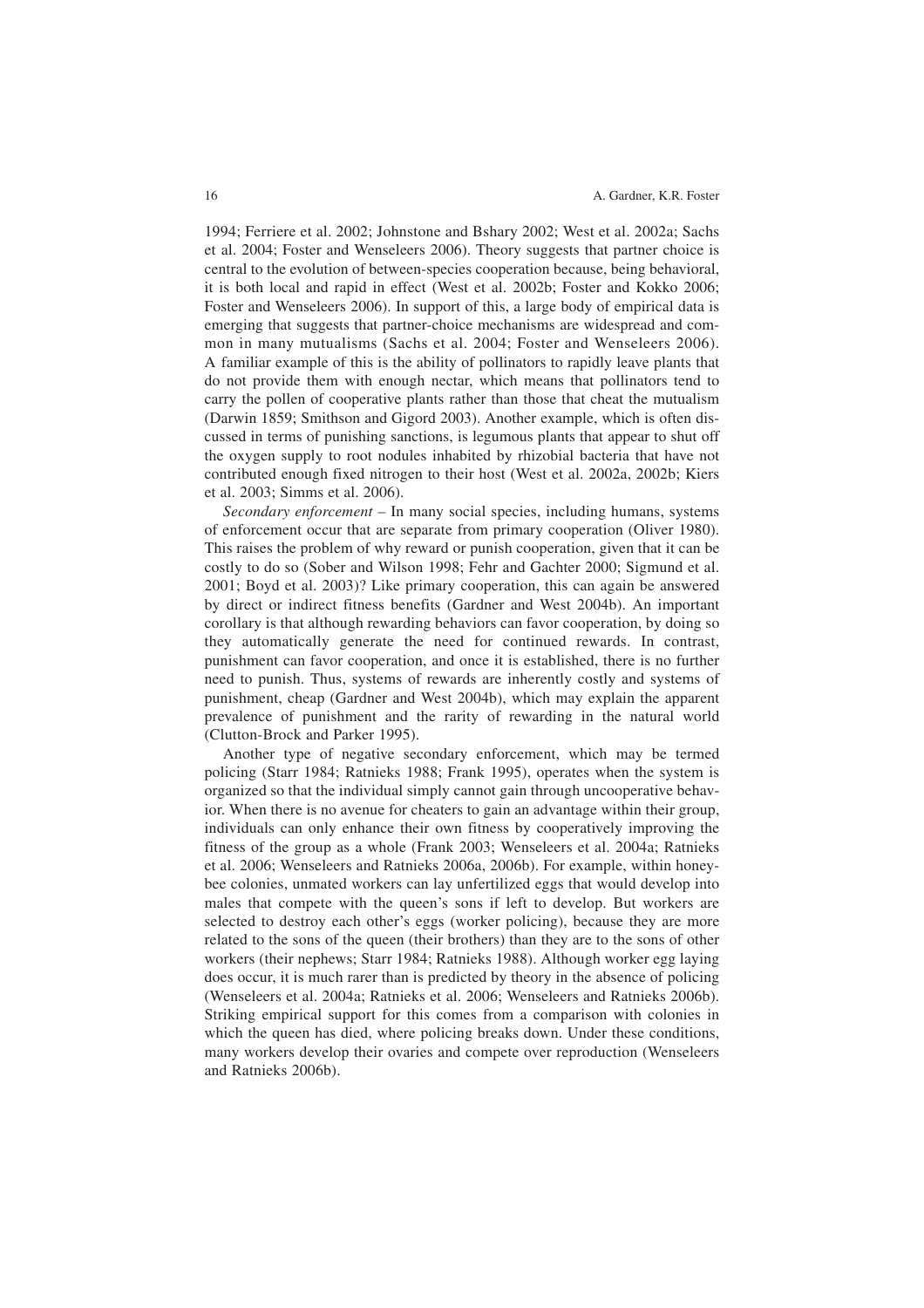1994; Ferriere et al. 2002; Johnstone and Bshary 2002; West et al. 2002a; Sachs et al. 2004; Foster and Wenseleers 2006). Theory suggests that partner choice is central to the evolution of between-species cooperation because, being behavioral, it is both local and rapid in effect (West et al. 2002b; Foster and Kokko 2006; Foster and Wenseleers 2006). In support of this, a large body of empirical data is emerging that suggests that partner-choice mechanisms are widespread and common in many mutualisms (Sachs et al. 2004; Foster and Wenseleers 2006). A familiar example of this is the ability of pollinators to rapidly leave plants that do not provide them with enough nectar, which means that pollinators tend to carry the pollen of cooperative plants rather than those that cheat the mutualism (Darwin 1859; Smithson and Gigord 2003). Another example, which is often discussed in terms of punishing sanctions, is legumous plants that appear to shut off the oxygen supply to root nodules inhabited by rhizobial bacteria that have not contributed enough fixed nitrogen to their host (West et al. 2002a, 2002b; Kiers et al. 2003; Simms et al. 2006).

*Secondary enforcement* – In many social species, including humans, systems of enforcement occur that are separate from primary cooperation (Oliver 1980). This raises the problem of why reward or punish cooperation, given that it can be costly to do so (Sober and Wilson 1998; Fehr and Gachter 2000; Sigmund et al. 2001; Boyd et al. 2003)? Like primary cooperation, this can again be answered by direct or indirect fitness benefits (Gardner and West 2004b). An important corollary is that although rewarding behaviors can favor cooperation, by doing so they automatically generate the need for continued rewards. In contrast, punishment can favor cooperation, and once it is established, there is no further need to punish. Thus, systems of rewards are inherently costly and systems of punishment, cheap (Gardner and West 2004b), which may explain the apparent prevalence of punishment and the rarity of rewarding in the natural world (Clutton-Brock and Parker 1995).

Another type of negative secondary enforcement, which may be termed policing (Starr 1984; Ratnieks 1988; Frank 1995), operates when the system is organized so that the individual simply cannot gain through uncooperative behavior. When there is no avenue for cheaters to gain an advantage within their group, individuals can only enhance their own fitness by cooperatively improving the fitness of the group as a whole (Frank 2003; Wenseleers et al. 2004a; Ratnieks et al. 2006; Wenseleers and Ratnieks 2006a, 2006b). For example, within honeybee colonies, unmated workers can lay unfertilized eggs that would develop into males that compete with the queen's sons if left to develop. But workers are selected to destroy each other's eggs (worker policing), because they are more related to the sons of the queen (their brothers) than they are to the sons of other workers (their nephews; Starr 1984; Ratnieks 1988). Although worker egg laying does occur, it is much rarer than is predicted by theory in the absence of policing (Wenseleers et al. 2004a; Ratnieks et al. 2006; Wenseleers and Ratnieks 2006b). Striking empirical support for this comes from a comparison with colonies in which the queen has died, where policing breaks down. Under these conditions, many workers develop their ovaries and compete over reproduction (Wenseleers and Ratnieks 2006b).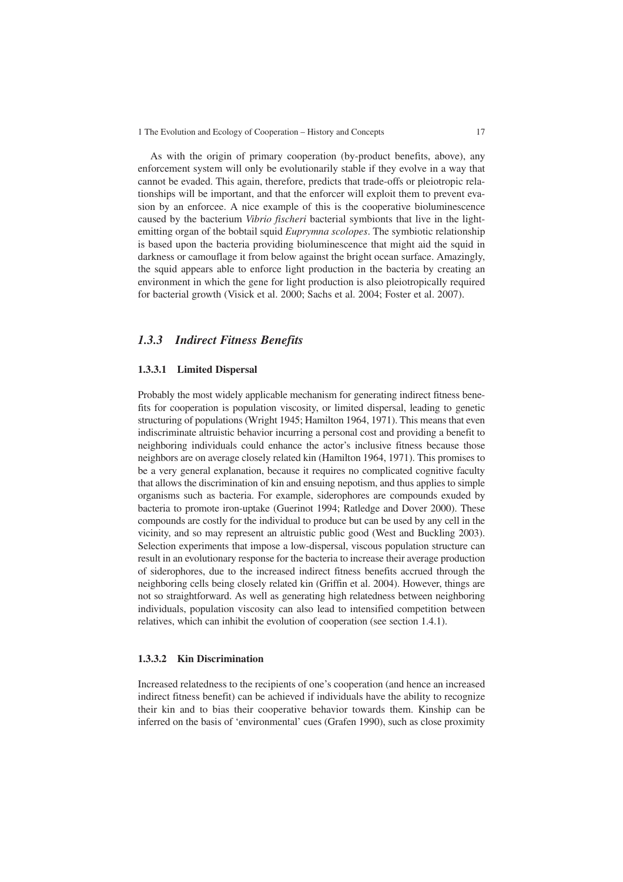As with the origin of primary cooperation (by-product benefits, above), any enforcement system will only be evolutionarily stable if they evolve in a way that cannot be evaded. This again, therefore, predicts that trade-offs or pleiotropic relationships will be important, and that the enforcer will exploit them to prevent evasion by an enforcee. A nice example of this is the cooperative bioluminescence caused by the bacterium *Vibrio fischeri* bacterial symbionts that live in the light-emitting organ of the bobtail squid *Euprymna scolopes*. The symbiotic relationship is based upon the bacteria providing bioluminescence that might aid the squid in darkness or camouflage it from below against the bright ocean surface. Amazingly, the squid appears able to enforce light production in the bacteria by creating an environment in which the gene for light production is also pleiotropically required for bacterial growth (Visick et al. 2000; Sachs et al. 2004; Foster et al. 2007).

## *1.3.3 Indirect Fitness Benefits*

### 1.3.3.1 Limited Dispersal

Probably the most widely applicable mechanism for generating indirect fitness benefits for cooperation is population viscosity, or limited dispersal, leading to genetic structuring of populations (Wright 1945; Hamilton 1964, 1971). This means that even indiscriminate altruistic behavior incurring a personal cost and providing a benefit to neighboring individuals could enhance the actor's inclusive fitness because those neighbors are on average closely related kin (Hamilton 1964, 1971). This promises to be a very general explanation, because it requires no complicated cognitive faculty that allows the discrimination of kin and ensuing nepotism, and thus applies to simple organisms such as bacteria. For example, siderophores are compounds exuded by bacteria to promote iron-uptake (Guerinot 1994; Ratledge and Dover 2000). These compounds are costly for the individual to produce but can be used by any cell in the vicinity, and so may represent an altruistic public good (West and Buckling 2003). Selection experiments that impose a low-dispersal, viscous population structure can result in an evolutionary response for the bacteria to increase their average production of siderophores, due to the increased indirect fitness benefits accrued through the neighboring cells being closely related kin (Griffin et al. 2004). However, things are not so straightforward. As well as generating high relatedness between neighboring individuals, population viscosity can also lead to intensified competition between relatives, which can inhibit the evolution of cooperation (see section 1.4.1).

### 1.3.3.2 Kin Discrimination

Increased relatedness to the recipients of one's cooperation (and hence an increased indirect fitness benefit) can be achieved if individuals have the ability to recognize their kin and to bias their cooperative behavior towards them. Kinship can be inferred on the basis of 'environmental' cues (Grafen 1990), such as close proximity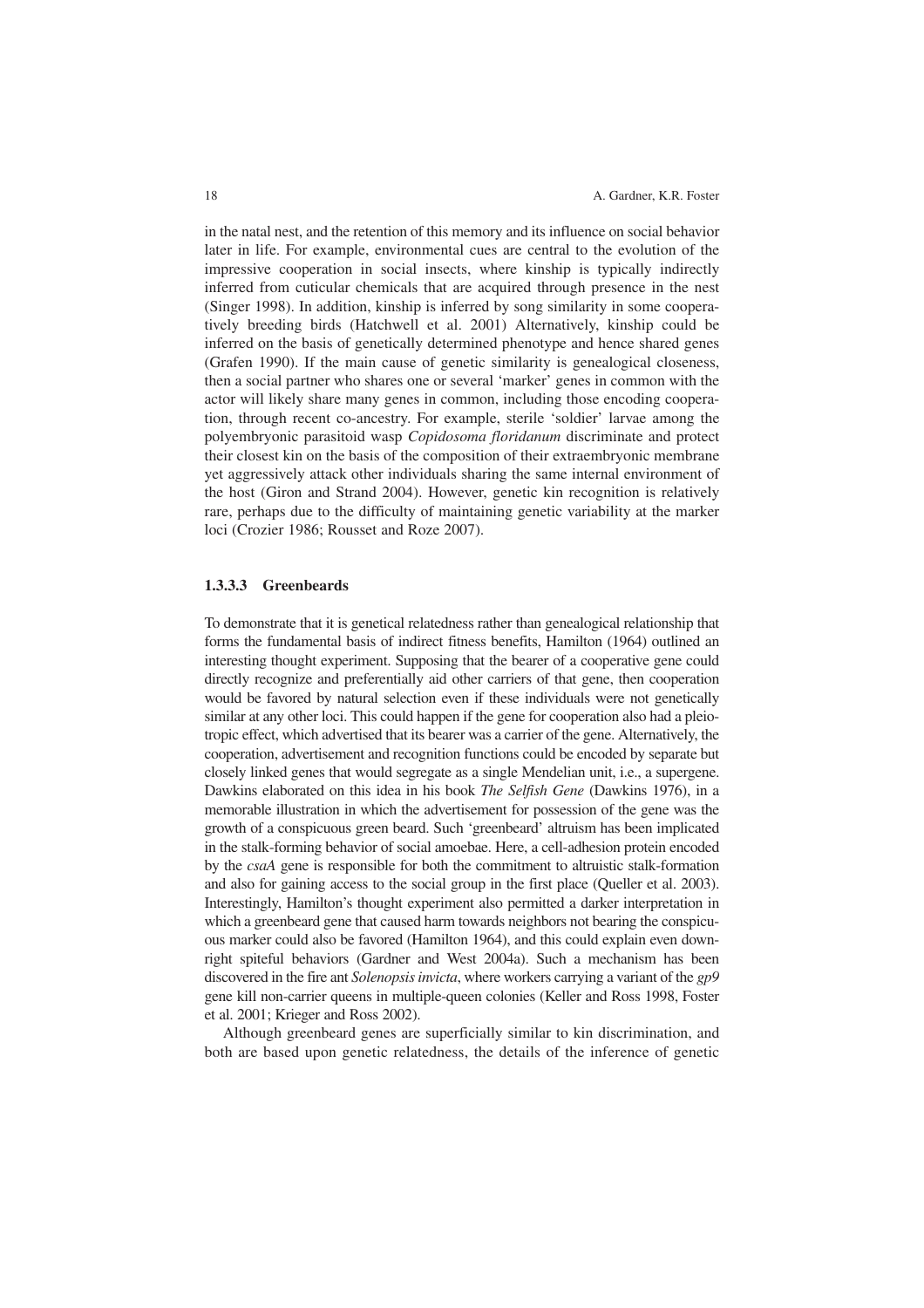in the natal nest, and the retention of this memory and its influence on social behavior later in life. For example, environmental cues are central to the evolution of the impressive cooperation in social insects, where kinship is typically indirectly inferred from cuticular chemicals that are acquired through presence in the nest (Singer 1998). In addition, kinship is inferred by song similarity in some cooperatively breeding birds (Hatchwell et al. 2001) Alternatively, kinship could be inferred on the basis of genetically determined phenotype and hence shared genes (Grafen 1990). If the main cause of genetic similarity is genealogical closeness, then a social partner who shares one or several 'marker' genes in common with the actor will likely share many genes in common, including those encoding cooperation, through recent co-ancestry. For example, sterile 'soldier' larvae among the polyembryonic parasitoid wasp *Copidosoma floridanum* discriminate and protect their closest kin on the basis of the composition of their extraembryonic membrane yet aggressively attack other individuals sharing the same internal environment of the host (Giron and Strand 2004). However, genetic kin recognition is relatively rare, perhaps due to the difficulty of maintaining genetic variability at the marker loci (Crozier 1986; Rousset and Roze 2007).

#### 1.3.3.3 Greenbeards

To demonstrate that it is genetical relatedness rather than genealogical relationship that forms the fundamental basis of indirect fitness benefits, Hamilton (1964) outlined an interesting thought experiment. Supposing that the bearer of a cooperative gene could directly recognize and preferentially aid other carriers of that gene, then cooperation would be favored by natural selection even if these individuals were not genetically similar at any other loci. This could happen if the gene for cooperation also had a pleiotropic effect, which advertised that its bearer was a carrier of the gene. Alternatively, the cooperation, advertisement and recognition functions could be encoded by separate but closely linked genes that would segregate as a single Mendelian unit, i.e., a supergene. Dawkins elaborated on this idea in his book *The Selfish Gene* (Dawkins 1976), in a memorable illustration in which the advertisement for possession of the gene was the growth of a conspicuous green beard. Such 'greenbeard' altruism has been implicated in the stalk-forming behavior of social amoebae. Here, a cell-adhesion protein encoded by the *csaA* gene is responsible for both the commitment to altruistic stalk-formation and also for gaining access to the social group in the first place (Queller et al. 2003). Interestingly, Hamilton's thought experiment also permitted a darker interpretation in which a greenbeard gene that caused harm towards neighbors not bearing the conspicuous marker could also be favored (Hamilton 1964), and this could explain even downright spiteful behaviors (Gardner and West 2004a). Such a mechanism has been discovered in the fire ant *Solenopsis invicta*, where workers carrying a variant of the *gp9* gene kill non-carrier queens in multiple-queen colonies (Keller and Ross 1998, Foster et al. 2001; Krieger and Ross 2002).

Although greenbeard genes are superficially similar to kin discrimination, and both are based upon genetic relatedness, the details of the inference of genetic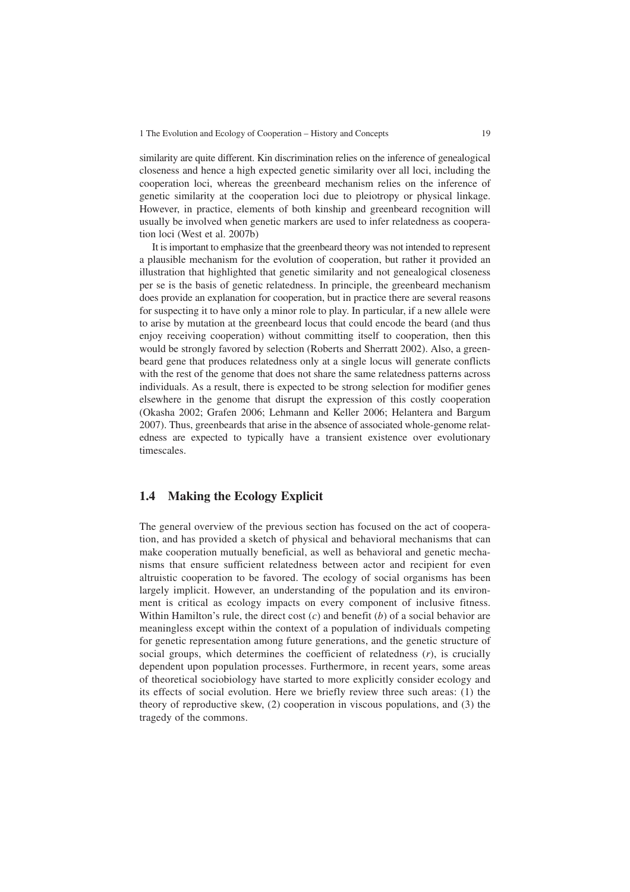similarity are quite different. Kin discrimination relies on the inference of genealogical closeness and hence a high expected genetic similarity over all loci, including the cooperation loci, whereas the greenbeard mechanism relies on the inference of genetic similarity at the cooperation loci due to pleiotropy or physical linkage. However, in practice, elements of both kinship and greenbeard recognition will usually be involved when genetic markers are used to infer relatedness as cooperation loci (West et al. 2007b)

It is important to emphasize that the greenbeard theory was not intended to represent a plausible mechanism for the evolution of cooperation, but rather it provided an illustration that highlighted that genetic similarity and not genealogical closeness per se is the basis of genetic relatedness. In principle, the greenbeard mechanism does provide an explanation for cooperation, but in practice there are several reasons for suspecting it to have only a minor role to play. In particular, if a new allele were to arise by mutation at the greenbeard locus that could encode the beard (and thus enjoy receiving cooperation) without committing itself to cooperation, then this would be strongly favored by selection (Roberts and Sherratt 2002). Also, a greenbeard gene that produces relatedness only at a single locus will generate conflicts with the rest of the genome that does not share the same relatedness patterns across individuals. As a result, there is expected to be strong selection for modifier genes elsewhere in the genome that disrupt the expression of this costly cooperation (Okasha 2002; Grafen 2006; Lehmann and Keller 2006; Helantera and Bargum 2007). Thus, greenbeards that arise in the absence of associated whole-genome relatedness are expected to typically have a transient existence over evolutionary timescales.

## 1.4 Making the Ecology Explicit

The general overview of the previous section has focused on the act of cooperation, and has provided a sketch of physical and behavioral mechanisms that can make cooperation mutually beneficial, as well as behavioral and genetic mechanisms that ensure sufficient relatedness between actor and recipient for even altruistic cooperation to be favored. The ecology of social organisms has been largely implicit. However, an understanding of the population and its environment is critical as ecology impacts on every component of inclusive fitness. Within Hamilton's rule, the direct cost ($c$) and benefit ($b$) of a social behavior are meaningless except within the context of a population of individuals competing for genetic representation among future generations, and the genetic structure of social groups, which determines the coefficient of relatedness ($r$), is crucially dependent upon population processes. Furthermore, in recent years, some areas of theoretical sociobiology have started to more explicitly consider ecology and its effects of social evolution. Here we briefly review three such areas: (1) the theory of reproductive skew, (2) cooperation in viscous populations, and (3) the tragedy of the commons.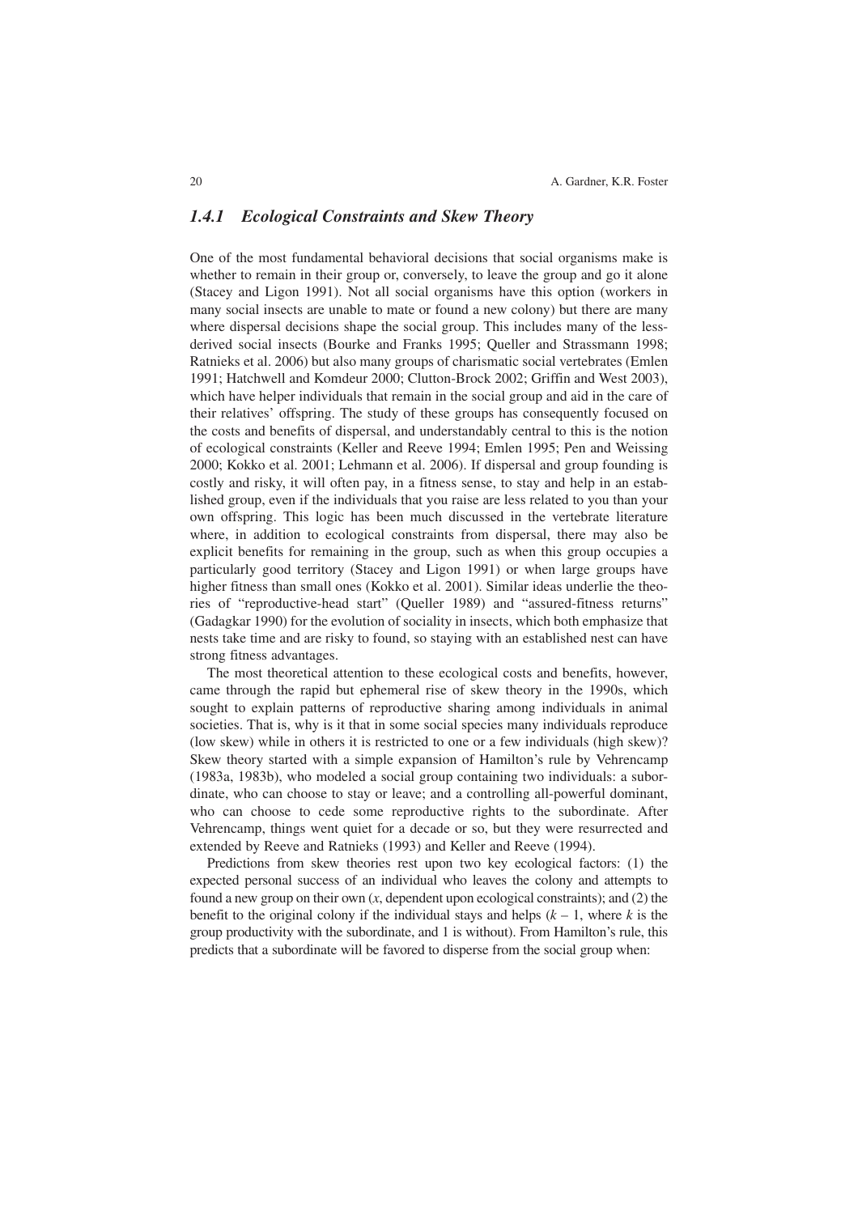### *1.4.1 Ecological Constraints and Skew Theory*

One of the most fundamental behavioral decisions that social organisms make is whether to remain in their group or, conversely, to leave the group and go it alone (Stacey and Ligon 1991). Not all social organisms have this option (workers in many social insects are unable to mate or found a new colony) but there are many where dispersal decisions shape the social group. This includes many of the less-derived social insects (Bourke and Franks 1995; Queller and Strassmann 1998; Ratnieks et al. 2006) but also many groups of charismatic social vertebrates (Emlen 1991; Hatchwell and Komdeur 2000; Clutton-Brock 2002; Griffin and West 2003), which have helper individuals that remain in the social group and aid in the care of their relatives' offspring. The study of these groups has consequently focused on the costs and benefits of dispersal, and understandably central to this is the notion of ecological constraints (Keller and Reeve 1994; Emlen 1995; Pen and Weissing 2000; Kokko et al. 2001; Lehmann et al. 2006). If dispersal and group founding is costly and risky, it will often pay, in a fitness sense, to stay and help in an established group, even if the individuals that you raise are less related to you than your own offspring. This logic has been much discussed in the vertebrate literature where, in addition to ecological constraints from dispersal, there may also be explicit benefits for remaining in the group, such as when this group occupies a particularly good territory (Stacey and Ligon 1991) or when large groups have higher fitness than small ones (Kokko et al. 2001). Similar ideas underlie the theories of "reproductive-head start" (Queller 1989) and "assured-fitness returns" (Gadagkar 1990) for the evolution of sociality in insects, which both emphasize that nests take time and are risky to found, so staying with an established nest can have strong fitness advantages.

The most theoretical attention to these ecological costs and benefits, however, came through the rapid but ephemeral rise of skew theory in the 1990s, which sought to explain patterns of reproductive sharing among individuals in animal societies. That is, why is it that in some social species many individuals reproduce (low skew) while in others it is restricted to one or a few individuals (high skew)? Skew theory started with a simple expansion of Hamilton's rule by Vehrencamp (1983a, 1983b), who modeled a social group containing two individuals: a subordinate, who can choose to stay or leave; and a controlling all-powerful dominant, who can choose to cede some reproductive rights to the subordinate. After Vehrencamp, things went quiet for a decade or so, but they were resurrected and extended by Reeve and Ratnieks (1993) and Keller and Reeve (1994).

Predictions from skew theories rest upon two key ecological factors: (1) the expected personal success of an individual who leaves the colony and attempts to found a new group on their own ($x$, dependent upon ecological constraints); and (2) the benefit to the original colony if the individual stays and helps ($k - 1$, where $k$ is the group productivity with the subordinate, and 1 is without). From Hamilton's rule, this predicts that a subordinate will be favored to disperse from the social group when: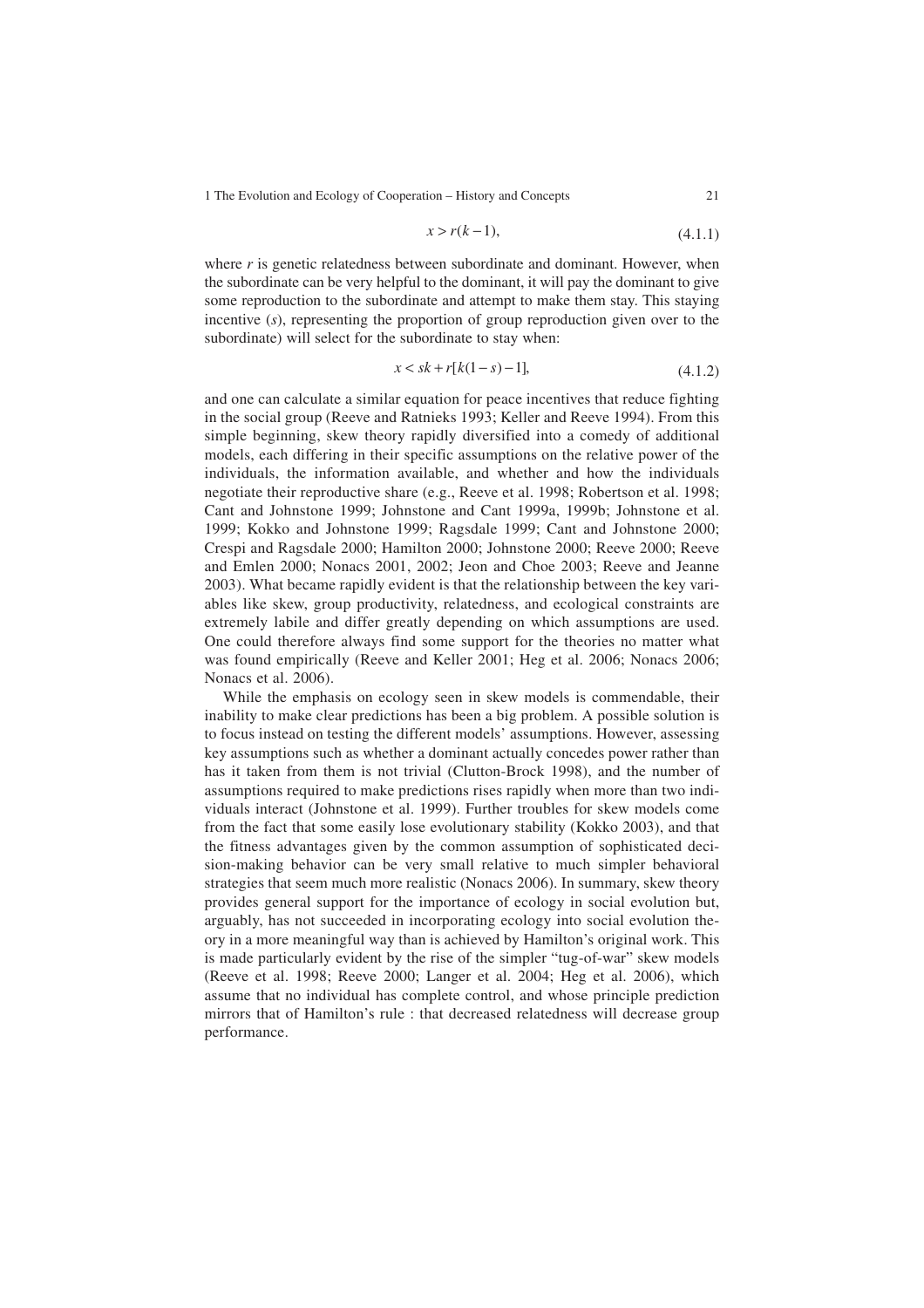$$x > r(k-1), \tag{4.1.1}$$

where $r$ is genetic relatedness between subordinate and dominant. However, when the subordinate can be very helpful to the dominant, it will pay the dominant to give some reproduction to the subordinate and attempt to make them stay. This staying incentive ($s$), representing the proportion of group reproduction given over to the subordinate) will select for the subordinate to stay when:

$$x < sk + r[k(1-s)-1], \tag{4.1.2}$$

and one can calculate a similar equation for peace incentives that reduce fighting in the social group (Reeve and Ratnieks 1993; Keller and Reeve 1994). From this simple beginning, skew theory rapidly diversified into a comedy of additional models, each differing in their specific assumptions on the relative power of the individuals, the information available, and whether and how the individuals negotiate their reproductive share (e.g., Reeve et al. 1998; Robertson et al. 1998; Cant and Johnstone 1999; Johnstone and Cant 1999a, 1999b; Johnstone et al. 1999; Kokko and Johnstone 1999; Ragsdale 1999; Cant and Johnstone 2000; Crespi and Ragsdale 2000; Hamilton 2000; Johnstone 2000; Reeve 2000; Reeve and Emlen 2000; Nonacs 2001, 2002; Jeon and Choe 2003; Reeve and Jeanne 2003). What became rapidly evident is that the relationship between the key variables like skew, group productivity, relatedness, and ecological constraints are extremely labile and differ greatly depending on which assumptions are used. One could therefore always find some support for the theories no matter what was found empirically (Reeve and Keller 2001; Heg et al. 2006; Nonacs 2006; Nonacs et al. 2006).

While the emphasis on ecology seen in skew models is commendable, their inability to make clear predictions has been a big problem. A possible solution is to focus instead on testing the different models' assumptions. However, assessing key assumptions such as whether a dominant actually concedes power rather than has it taken from them is not trivial (Clutton-Brock 1998), and the number of assumptions required to make predictions rises rapidly when more than two individuals interact (Johnstone et al. 1999). Further troubles for skew models come from the fact that some easily lose evolutionary stability (Kokko 2003), and that the fitness advantages given by the common assumption of sophisticated decision-making behavior can be very small relative to much simpler behavioral strategies that seem much more realistic (Nonacs 2006). In summary, skew theory provides general support for the importance of ecology in social evolution but, arguably, has not succeeded in incorporating ecology into social evolution theory in a more meaningful way than is achieved by Hamilton's original work. This is made particularly evident by the rise of the simpler "tug-of-war" skew models (Reeve et al. 1998; Reeve 2000; Langer et al. 2004; Heg et al. 2006), which assume that no individual has complete control, and whose principle prediction mirrors that of Hamilton's rule : that decreased relatedness will decrease group performance.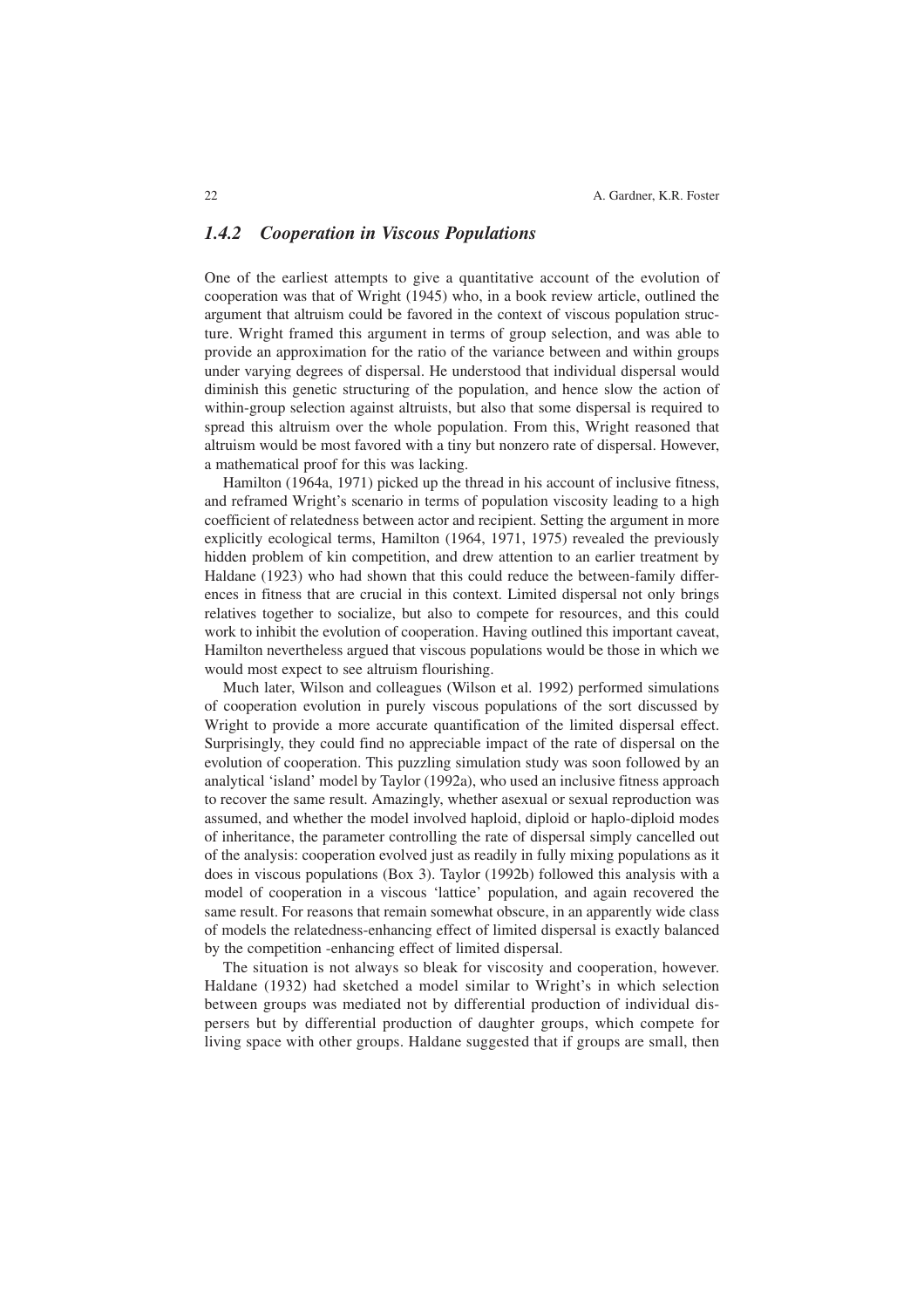### *1.4.2 Cooperation in Viscous Populations*

One of the earliest attempts to give a quantitative account of the evolution of cooperation was that of Wright (1945) who, in a book review article, outlined the argument that altruism could be favored in the context of viscous population structure. Wright framed this argument in terms of group selection, and was able to provide an approximation for the ratio of the variance between and within groups under varying degrees of dispersal. He understood that individual dispersal would diminish this genetic structuring of the population, and hence slow the action of within-group selection against altruists, but also that some dispersal is required to spread this altruism over the whole population. From this, Wright reasoned that altruism would be most favored with a tiny but nonzero rate of dispersal. However, a mathematical proof for this was lacking.

Hamilton (1964a, 1971) picked up the thread in his account of inclusive fitness, and reframed Wright's scenario in terms of population viscosity leading to a high coefficient of relatedness between actor and recipient. Setting the argument in more explicitly ecological terms, Hamilton (1964, 1971, 1975) revealed the previously hidden problem of kin competition, and drew attention to an earlier treatment by Haldane (1923) who had shown that this could reduce the between-family differences in fitness that are crucial in this context. Limited dispersal not only brings relatives together to socialize, but also to compete for resources, and this could work to inhibit the evolution of cooperation. Having outlined this important caveat, Hamilton nevertheless argued that viscous populations would be those in which we would most expect to see altruism flourishing.

Much later, Wilson and colleagues (Wilson et al. 1992) performed simulations of cooperation evolution in purely viscous populations of the sort discussed by Wright to provide a more accurate quantification of the limited dispersal effect. Surprisingly, they could find no appreciable impact of the rate of dispersal on the evolution of cooperation. This puzzling simulation study was soon followed by an analytical 'island' model by Taylor (1992a), who used an inclusive fitness approach to recover the same result. Amazingly, whether asexual or sexual reproduction was assumed, and whether the model involved haploid, diploid or haplo-diploid modes of inheritance, the parameter controlling the rate of dispersal simply cancelled out of the analysis: cooperation evolved just as readily in fully mixing populations as it does in viscous populations (Box 3). Taylor (1992b) followed this analysis with a model of cooperation in a viscous 'lattice' population, and again recovered the same result. For reasons that remain somewhat obscure, in an apparently wide class of models the relatedness-enhancing effect of limited dispersal is exactly balanced by the competition -enhancing effect of limited dispersal.

The situation is not always so bleak for viscosity and cooperation, however. Haldane (1932) had sketched a model similar to Wright's in which selection between groups was mediated not by differential production of individual dispersers but by differential production of daughter groups, which compete for living space with other groups. Haldane suggested that if groups are small, then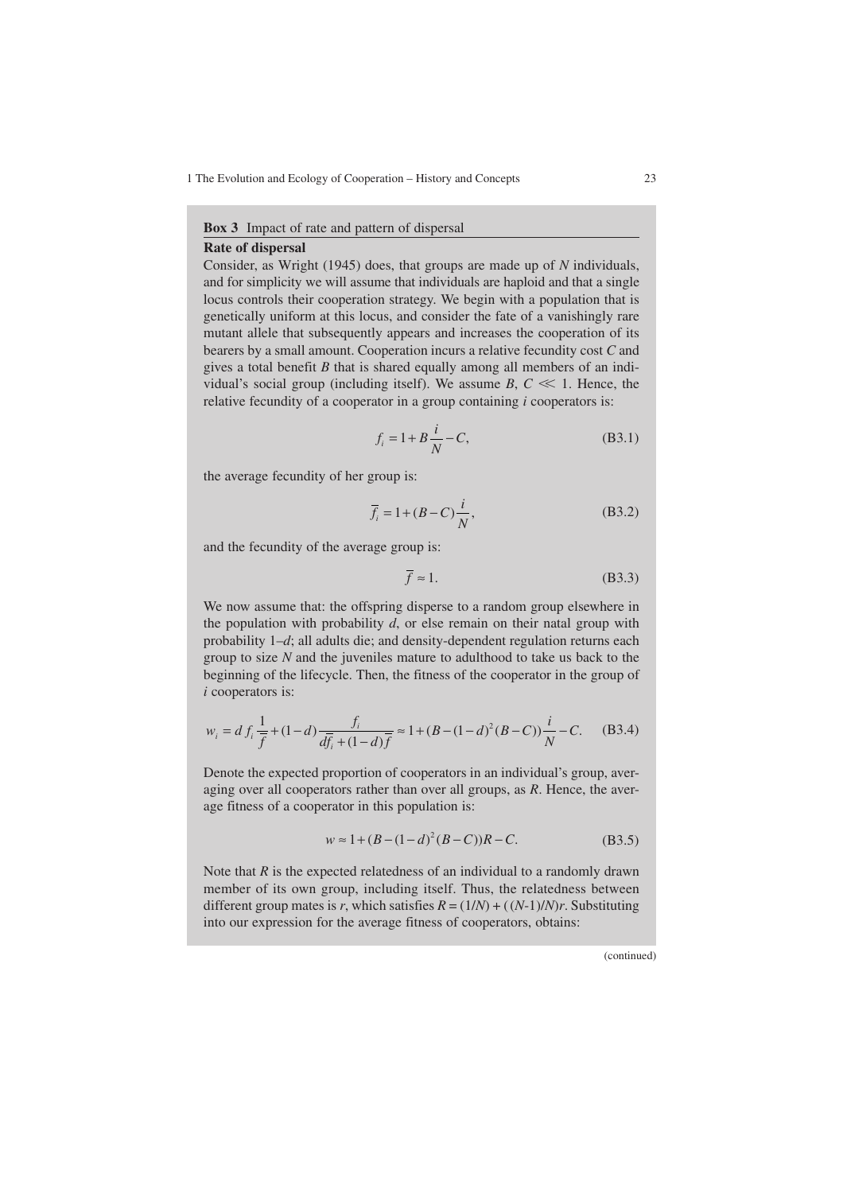**Box 3** Impact of rate and pattern of dispersal

**Rate of dispersal**

Consider, as Wright (1945) does, that groups are made up of $N$ individuals, and for simplicity we will assume that individuals are haploid and that a single locus controls their cooperation strategy. We begin with a population that is genetically uniform at this locus, and consider the fate of a vanishingly rare mutant allele that subsequently appears and increases the cooperation of its bearers by a small amount. Cooperation incurs a relative fecundity cost $C$ and gives a total benefit $B$ that is shared equally among all members of an individual's social group (including itself). We assume $B$, $C \ll 1$. Hence, the relative fecundity of a cooperator in a group containing $i$ cooperators is:

$$f_i = 1 + B\frac{i}{N} - C, \tag{B3.1}$$

the average fecundity of her group is:

$$\bar{f}_i = 1 + (B - C)\frac{i}{N}, \tag{B3.2}$$

and the fecundity of the average group is:

$$\bar{f} \approx 1. \tag{B3.3}$$

We now assume that: the offspring disperse to a random group elsewhere in the population with probability $d$, or else remain on their natal group with probability $1–d$; all adults die; and density-dependent regulation returns each group to size $N$ and the juveniles mature to adulthood to take us back to the beginning of the lifecycle. Then, the fitness of the cooperator in the group of $i$ cooperators is:

$$w_i = d\, f_i \frac{1}{\bar{f}} + (1-d)\frac{f_i}{d\bar{f}_i + (1-d)\bar{f}} \approx 1 + (B - (1-d)^2(B - C))\frac{i}{N} - C. \tag{B3.4}$$

Denote the expected proportion of cooperators in an individual's group, averaging over all cooperators rather than over all groups, as $R$. Hence, the average fitness of a cooperator in this population is:

$$w \approx 1 + (B - (1-d)^2(B - C))R - C. \tag{B3.5}$$

Note that $R$ is the expected relatedness of an individual to a randomly drawn member of its own group, including itself. Thus, the relatedness between different group mates is $r$, which satisfies $R = (1/N) + ((N\text{-}1)/N)r$. Substituting into our expression for the average fitness of cooperators, obtains:

(continued)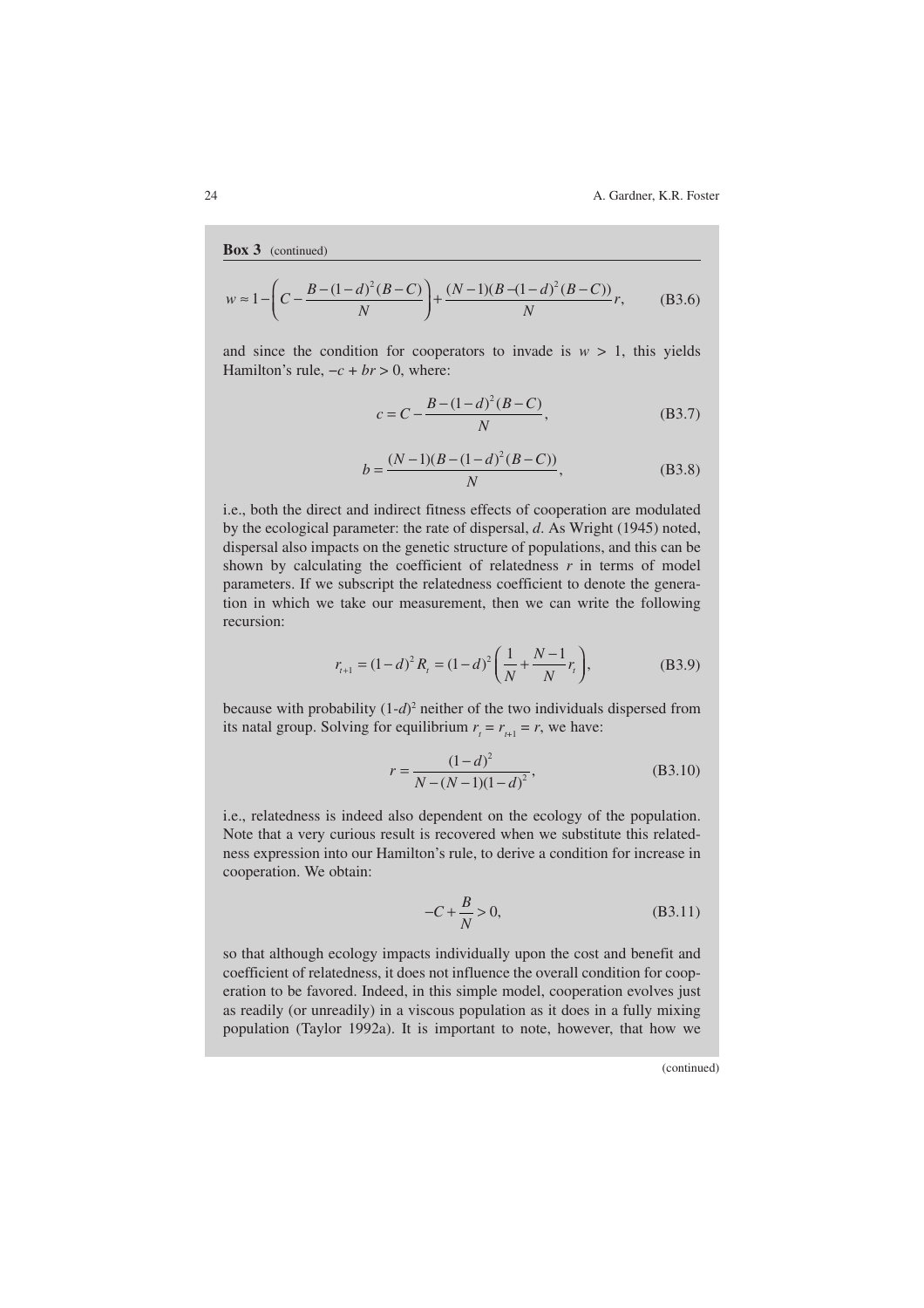**Box 3** (continued)

$$w \approx 1 - \left( C - \frac{B-(1-d)^2(B-C)}{N} \right) + \frac{(N-1)(B-(1-d)^2(B-C))}{N} r, \qquad \text{(B3.6)}$$

and since the condition for cooperators to invade is $w > 1$, this yields Hamilton's rule, $-c + br > 0$, where:

$$c = C - \frac{B-(1-d)^2(B-C)}{N}, \qquad \text{(B3.7)}$$

$$b = \frac{(N-1)(B-(1-d)^2(B-C))}{N}, \qquad \text{(B3.8)}$$

i.e., both the direct and indirect fitness effects of cooperation are modulated by the ecological parameter: the rate of dispersal, $d$. As Wright (1945) noted, dispersal also impacts on the genetic structure of populations, and this can be shown by calculating the coefficient of relatedness $r$ in terms of model parameters. If we subscript the relatedness coefficient to denote the generation in which we take our measurement, then we can write the following recursion:

$$r_{t+1} = (1-d)^2 R_t = (1-d)^2 \left( \frac{1}{N} + \frac{N-1}{N} r_t \right), \qquad \text{(B3.9)}$$

because with probability $(1\text{-}d)^2$ neither of the two individuals dispersed from its natal group. Solving for equilibrium $r_t = r_{t+1} = r$, we have:

$$r = \frac{(1-d)^2}{N-(N-1)(1-d)^2}, \qquad \text{(B3.10)}$$

i.e., relatedness is indeed also dependent on the ecology of the population. Note that a very curious result is recovered when we substitute this relatedness expression into our Hamilton's rule, to derive a condition for increase in cooperation. We obtain:

$$-C + \frac{B}{N} > 0, \qquad \text{(B3.11)}$$

so that although ecology impacts individually upon the cost and benefit and coefficient of relatedness, it does not influence the overall condition for cooperation to be favored. Indeed, in this simple model, cooperation evolves just as readily (or unreadily) in a viscous population as it does in a fully mixing population (Taylor 1992a). It is important to note, however, that how we

(continued)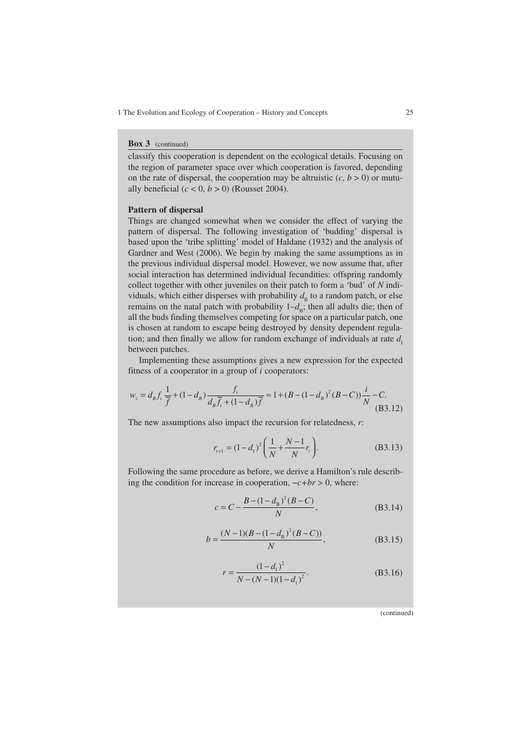**Box 3** (continued)

classify this cooperation is dependent on the ecological details. Focusing on the region of parameter space over which cooperation is favored, depending on the rate of dispersal, the cooperation may be altruistic ($c$, $b > 0$) or mutually beneficial ($c < 0$, $b > 0$) (Rousset 2004).

**Pattern of dispersal**

Things are changed somewhat when we consider the effect of varying the pattern of dispersal. The following investigation of 'budding' dispersal is based upon the 'tribe splitting' model of Haldane (1932) and the analysis of Gardner and West (2006). We begin by making the same assumptions as in the previous individual dispersal model. However, we now assume that, after social interaction has determined individual fecundities: offspring randomly collect together with other juveniles on their patch to form a 'bud' of $N$ individuals, which either disperses with probability $d_B$ to a random patch, or else remains on the natal patch with probability $1–d_B$; then all adults die; then of all the buds finding themselves competing for space on a particular patch, one is chosen at random to escape being destroyed by density dependent regulation; and then finally we allow for random exchange of individuals at rate $d_I$ between patches.

Implementing these assumptions gives a new expression for the expected fitness of a cooperator in a group of $i$ cooperators:

$$w_i = d_B f_i \frac{1}{\bar{\bar{f}}} + (1 - d_B)\frac{f_i}{d_B \bar{\bar{f}}_i + (1 - d_B)\bar{\bar{f}}} \approx 1 + (B - (1 - d_B)^2 (B - C))\frac{i}{N} - C. \tag{B3.12}$$

The new assumptions also impact the recursion for relatedness, $r$:

$$r_{t+1} = (1 - d_I)^2 \left(\frac{1}{N} + \frac{N-1}{N} r_t\right). \tag{B3.13}$$

Following the same procedure as before, we derive a Hamilton's rule describing the condition for increase in cooperation, $-c+br > 0$, where:

$$c = C - \frac{B - (1 - d_B)^2 (B - C)}{N}, \tag{B3.14}$$

$$b = \frac{(N-1)(B - (1 - d_B)^2 (B - C))}{N}, \tag{B3.15}$$

$$r = \frac{(1 - d_I)^2}{N - (N-1)(1 - d_I)^2}. \tag{B3.16}$$

(continued)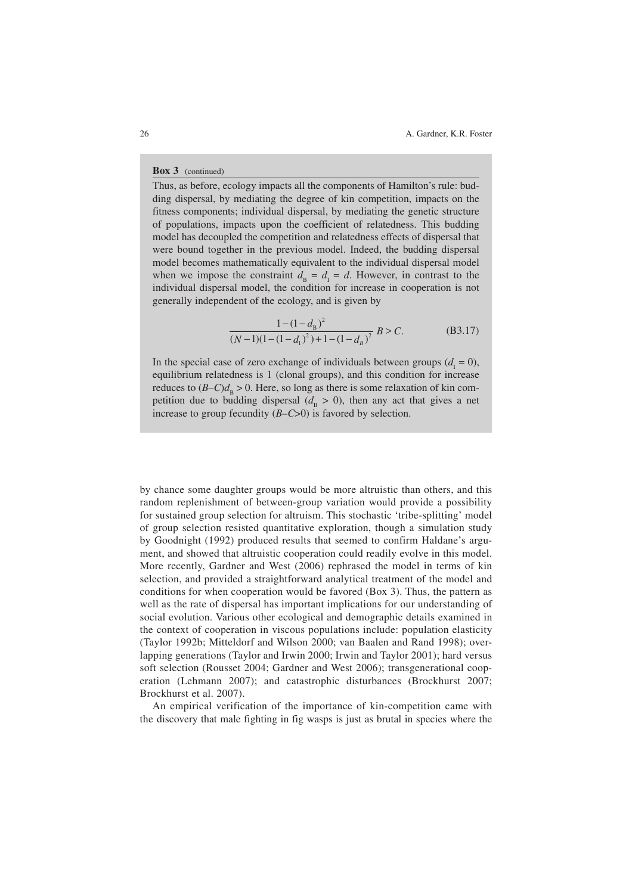**Box 3** (continued)

Thus, as before, ecology impacts all the components of Hamilton's rule: budding dispersal, by mediating the degree of kin competition, impacts on the fitness components; individual dispersal, by mediating the genetic structure of populations, impacts upon the coefficient of relatedness. This budding model has decoupled the competition and relatedness effects of dispersal that were bound together in the previous model. Indeed, the budding dispersal model becomes mathematically equivalent to the individual dispersal model when we impose the constraint $d_B = d_I = d$. However, in contrast to the individual dispersal model, the condition for increase in cooperation is not generally independent of the ecology, and is given by

$$\frac{1-(1-d_B)^2}{(N-1)(1-(1-d_I)^2)+1-(1-d_B)^2} B > C. \qquad \text{(B3.17)}$$

In the special case of zero exchange of individuals between groups ($d_I = 0$), equilibrium relatedness is 1 (clonal groups), and this condition for increase reduces to $(B–C)d_B > 0$. Here, so long as there is some relaxation of kin competition due to budding dispersal ($d_B > 0$), then any act that gives a net increase to group fecundity ($B–C>0$) is favored by selection.

---

by chance some daughter groups would be more altruistic than others, and this random replenishment of between-group variation would provide a possibility for sustained group selection for altruism. This stochastic 'tribe-splitting' model of group selection resisted quantitative exploration, though a simulation study by Goodnight (1992) produced results that seemed to confirm Haldane's argument, and showed that altruistic cooperation could readily evolve in this model. More recently, Gardner and West (2006) rephrased the model in terms of kin selection, and provided a straightforward analytical treatment of the model and conditions for when cooperation would be favored (Box 3). Thus, the pattern as well as the rate of dispersal has important implications for our understanding of social evolution. Various other ecological and demographic details examined in the context of cooperation in viscous populations include: population elasticity (Taylor 1992b; Mitteldorf and Wilson 2000; van Baalen and Rand 1998); overlapping generations (Taylor and Irwin 2000; Irwin and Taylor 2001); hard versus soft selection (Rousset 2004; Gardner and West 2006); transgenerational cooperation (Lehmann 2007); and catastrophic disturbances (Brockhurst 2007; Brockhurst et al. 2007).

An empirical verification of the importance of kin-competition came with the discovery that male fighting in fig wasps is just as brutal in species where the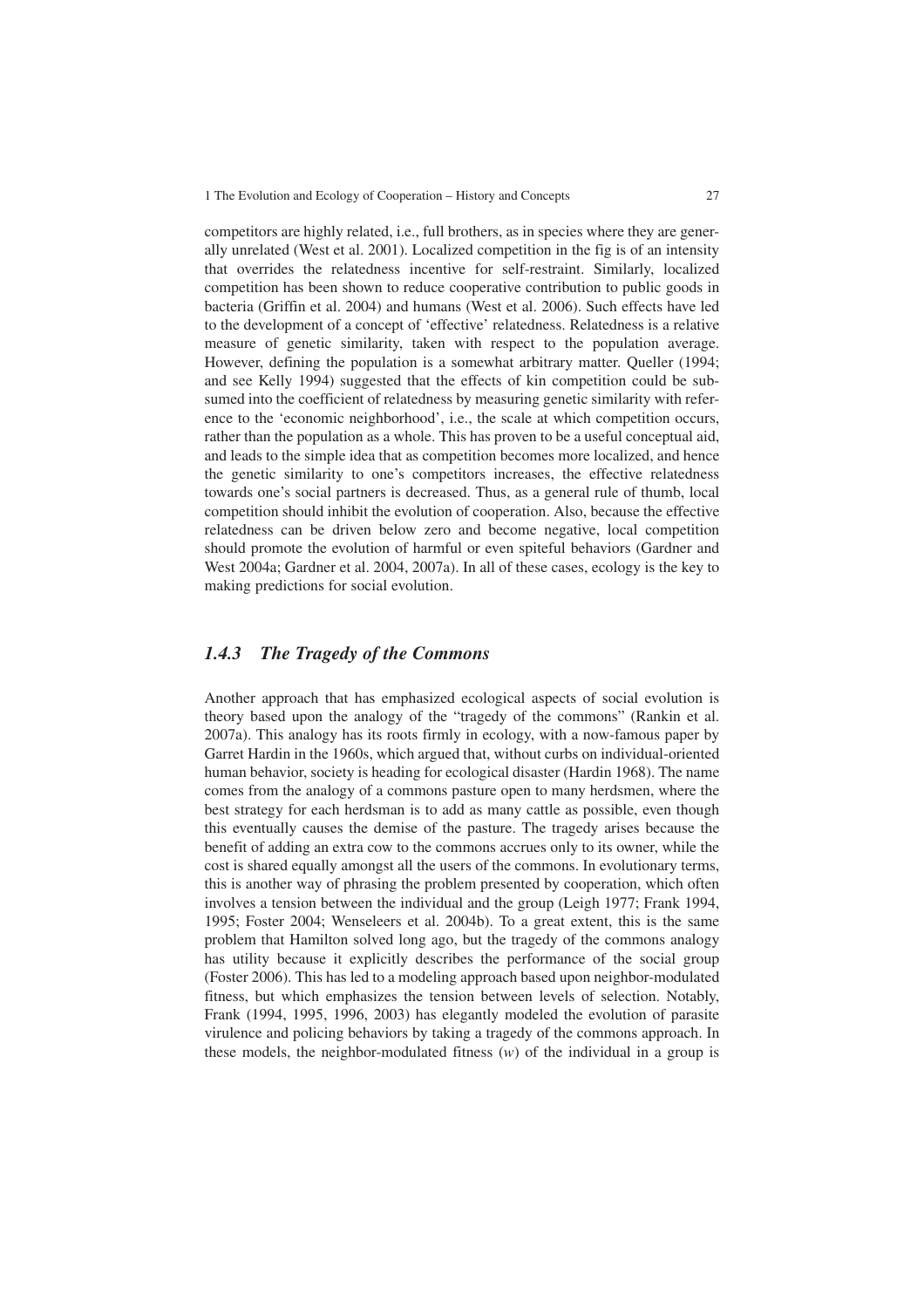competitors are highly related, i.e., full brothers, as in species where they are generally unrelated (West et al. 2001). Localized competition in the fig is of an intensity that overrides the relatedness incentive for self-restraint. Similarly, localized competition has been shown to reduce cooperative contribution to public goods in bacteria (Griffin et al. 2004) and humans (West et al. 2006). Such effects have led to the development of a concept of 'effective' relatedness. Relatedness is a relative measure of genetic similarity, taken with respect to the population average. However, defining the population is a somewhat arbitrary matter. Queller (1994; and see Kelly 1994) suggested that the effects of kin competition could be subsumed into the coefficient of relatedness by measuring genetic similarity with reference to the 'economic neighborhood', i.e., the scale at which competition occurs, rather than the population as a whole. This has proven to be a useful conceptual aid, and leads to the simple idea that as competition becomes more localized, and hence the genetic similarity to one's competitors increases, the effective relatedness towards one's social partners is decreased. Thus, as a general rule of thumb, local competition should inhibit the evolution of cooperation. Also, because the effective relatedness can be driven below zero and become negative, local competition should promote the evolution of harmful or even spiteful behaviors (Gardner and West 2004a; Gardner et al. 2004, 2007a). In all of these cases, ecology is the key to making predictions for social evolution.

### *1.4.3 The Tragedy of the Commons*

Another approach that has emphasized ecological aspects of social evolution is theory based upon the analogy of the "tragedy of the commons" (Rankin et al. 2007a). This analogy has its roots firmly in ecology, with a now-famous paper by Garret Hardin in the 1960s, which argued that, without curbs on individual-oriented human behavior, society is heading for ecological disaster (Hardin 1968). The name comes from the analogy of a commons pasture open to many herdsmen, where the best strategy for each herdsman is to add as many cattle as possible, even though this eventually causes the demise of the pasture. The tragedy arises because the benefit of adding an extra cow to the commons accrues only to its owner, while the cost is shared equally amongst all the users of the commons. In evolutionary terms, this is another way of phrasing the problem presented by cooperation, which often involves a tension between the individual and the group (Leigh 1977; Frank 1994, 1995; Foster 2004; Wenseleers et al. 2004b). To a great extent, this is the same problem that Hamilton solved long ago, but the tragedy of the commons analogy has utility because it explicitly describes the performance of the social group (Foster 2006). This has led to a modeling approach based upon neighbor-modulated fitness, but which emphasizes the tension between levels of selection. Notably, Frank (1994, 1995, 1996, 2003) has elegantly modeled the evolution of parasite virulence and policing behaviors by taking a tragedy of the commons approach. In these models, the neighbor-modulated fitness ($w$) of the individual in a group is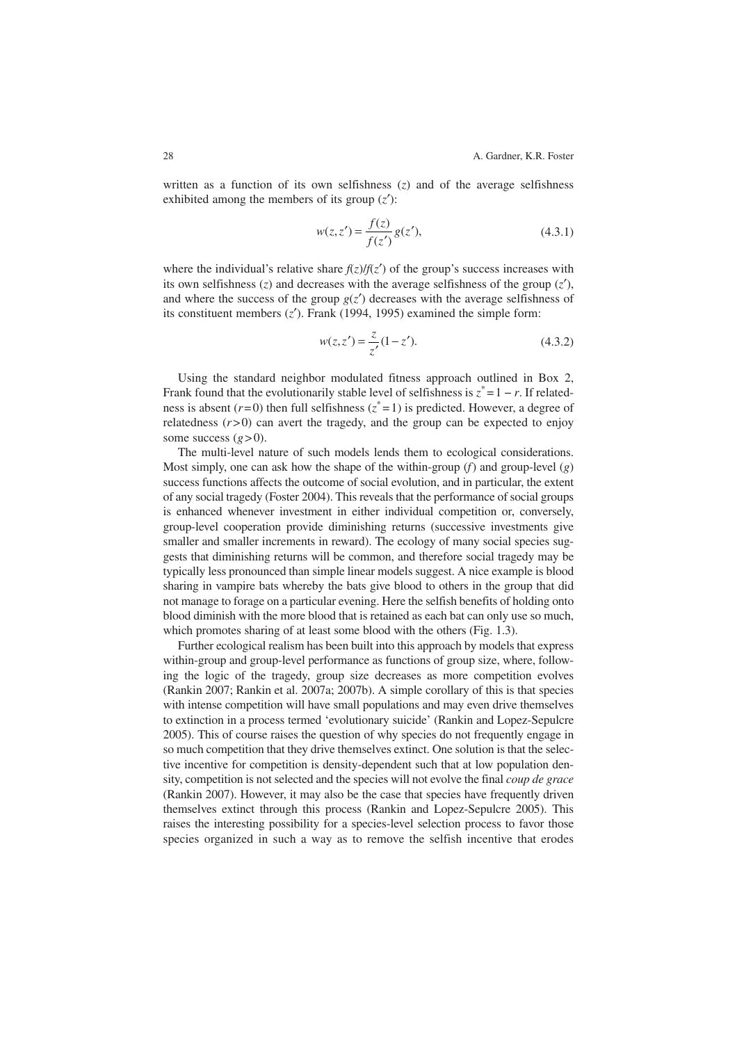written as a function of its own selfishness ($z$) and of the average selfishness exhibited among the members of its group ($z'$):

$$w(z, z') = \frac{f(z)}{f(z')} g(z'), \tag{4.3.1}$$

where the individual's relative share $f(z)/f(z')$ of the group's success increases with its own selfishness ($z$) and decreases with the average selfishness of the group ($z'$), and where the success of the group $g(z')$ decreases with the average selfishness of its constituent members ($z'$). Frank (1994, 1995) examined the simple form:

$$w(z, z') = \frac{z}{z'}(1 - z'). \tag{4.3.2}$$

Using the standard neighbor modulated fitness approach outlined in Box 2, Frank found that the evolutionarily stable level of selfishness is $z^* = 1 - r$. If relatedness is absent ($r = 0$) then full selfishness ($z^* = 1$) is predicted. However, a degree of relatedness ($r > 0$) can avert the tragedy, and the group can be expected to enjoy some success ($g > 0$).

The multi-level nature of such models lends them to ecological considerations. Most simply, one can ask how the shape of the within-group ($f$) and group-level ($g$) success functions affects the outcome of social evolution, and in particular, the extent of any social tragedy (Foster 2004). This reveals that the performance of social groups is enhanced whenever investment in either individual competition or, conversely, group-level cooperation provide diminishing returns (successive investments give smaller and smaller increments in reward). The ecology of many social species suggests that diminishing returns will be common, and therefore social tragedy may be typically less pronounced than simple linear models suggest. A nice example is blood sharing in vampire bats whereby the bats give blood to others in the group that did not manage to forage on a particular evening. Here the selfish benefits of holding onto blood diminish with the more blood that is retained as each bat can only use so much, which promotes sharing of at least some blood with the others (Fig. 1.3).

Further ecological realism has been built into this approach by models that express within-group and group-level performance as functions of group size, where, following the logic of the tragedy, group size decreases as more competition evolves (Rankin 2007; Rankin et al. 2007a; 2007b). A simple corollary of this is that species with intense competition will have small populations and may even drive themselves to extinction in a process termed 'evolutionary suicide' (Rankin and Lopez-Sepulcre 2005). This of course raises the question of why species do not frequently engage in so much competition that they drive themselves extinct. One solution is that the selective incentive for competition is density-dependent such that at low population density, competition is not selected and the species will not evolve the final *coup de grace* (Rankin 2007). However, it may also be the case that species have frequently driven themselves extinct through this process (Rankin and Lopez-Sepulcre 2005). This raises the interesting possibility for a species-level selection process to favor those species organized in such a way as to remove the selfish incentive that erodes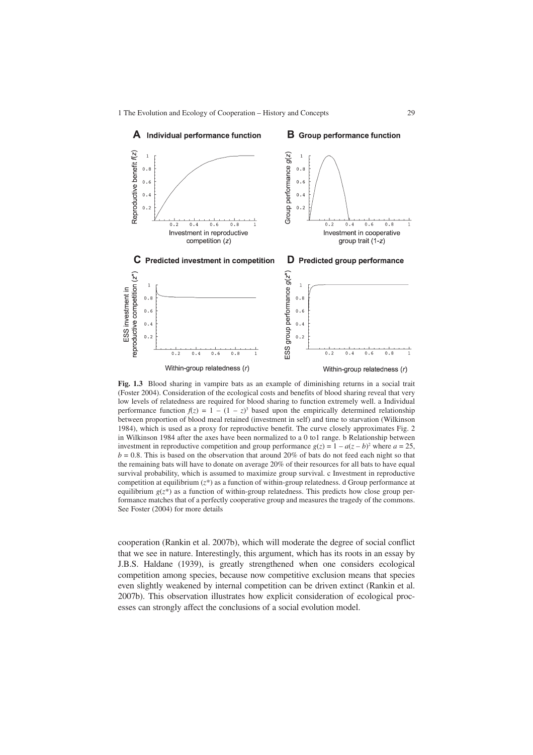**Fig. 1.3** Blood sharing in vampire bats as an example of diminishing returns in a social trait (Foster 2004). Consideration of the ecological costs and benefits of blood sharing reveal that very low levels of relatedness are required for blood sharing to function extremely well. a Individual performance function $f(z) = 1 - (1 - z)^3$ based upon the empirically determined relationship between proportion of blood meal retained (investment in self) and time to starvation (Wilkinson 1984), which is used as a proxy for reproductive benefit. The curve closely approximates Fig. 2 in Wilkinson 1984 after the axes have been normalized to a 0 to1 range. b Relationship between investment in reproductive competition and group performance $g(z) = 1 - a(z - b)^2$ where $a = 25$, $b = 0.8$. This is based on the observation that around 20% of bats do not feed each night so that the remaining bats will have to donate on average 20% of their resources for all bats to have equal survival probability, which is assumed to maximize group survival. c Investment in reproductive competition at equilibrium ($z^*$) as a function of within-group relatedness. d Group performance at equilibrium $g(z^*)$ as a function of within-group relatedness. This predicts how close group performance matches that of a perfectly cooperative group and measures the tragedy of the commons. See Foster (2004) for more details

cooperation (Rankin et al. 2007b), which will moderate the degree of social conflict that we see in nature. Interestingly, this argument, which has its roots in an essay by J.B.S. Haldane (1939), is greatly strengthened when one considers ecological competition among species, because now competitive exclusion means that species even slightly weakened by internal competition can be driven extinct (Rankin et al. 2007b). This observation illustrates how explicit consideration of ecological processes can strongly affect the conclusions of a social evolution model.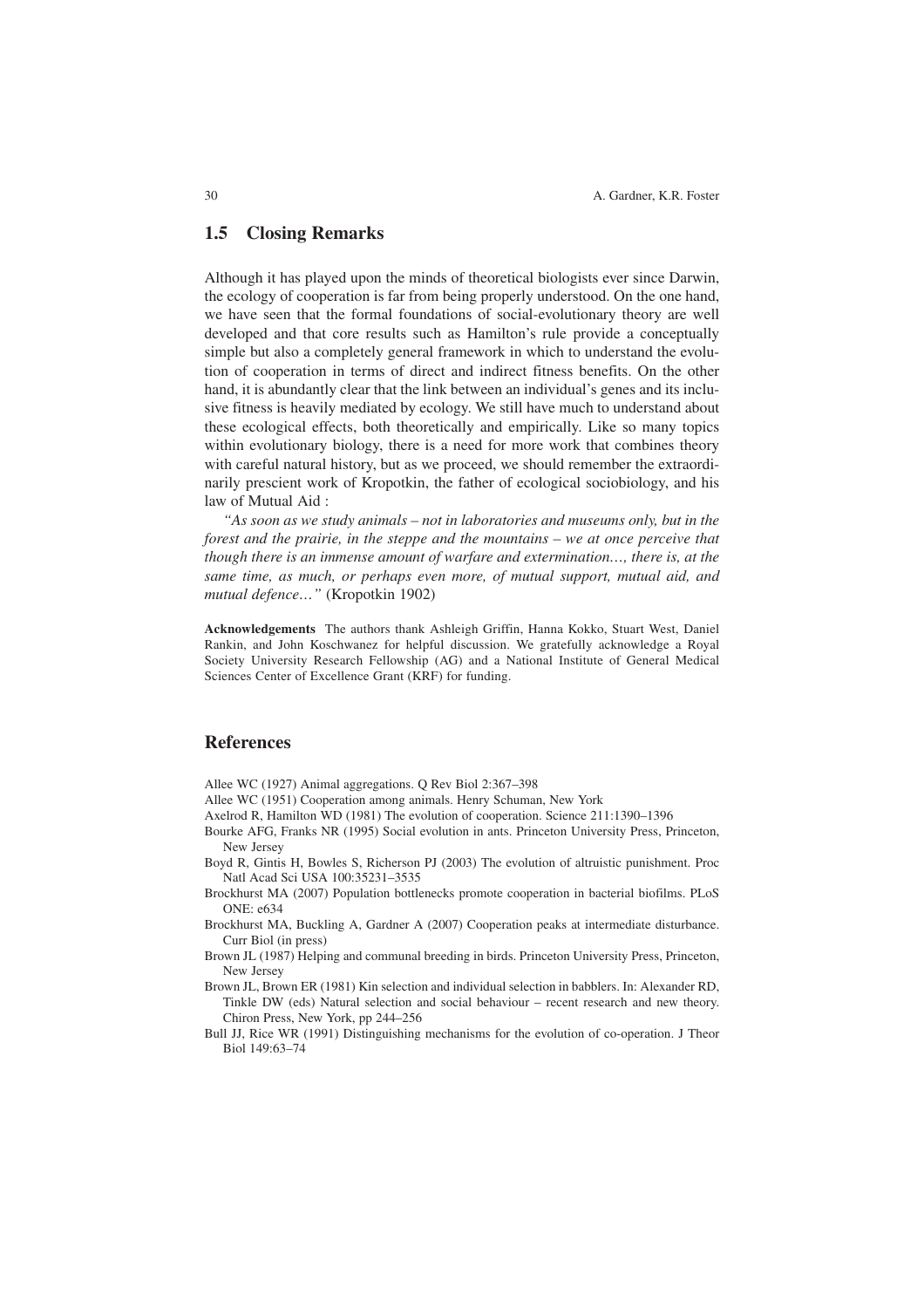## 1.5 Closing Remarks

Although it has played upon the minds of theoretical biologists ever since Darwin, the ecology of cooperation is far from being properly understood. On the one hand, we have seen that the formal foundations of social-evolutionary theory are well developed and that core results such as Hamilton's rule provide a conceptually simple but also a completely general framework in which to understand the evolution of cooperation in terms of direct and indirect fitness benefits. On the other hand, it is abundantly clear that the link between an individual's genes and its inclusive fitness is heavily mediated by ecology. We still have much to understand about these ecological effects, both theoretically and empirically. Like so many topics within evolutionary biology, there is a need for more work that combines theory with careful natural history, but as we proceed, we should remember the extraordinarily prescient work of Kropotkin, the father of ecological sociobiology, and his law of Mutual Aid :

*"As soon as we study animals – not in laboratories and museums only, but in the forest and the prairie, in the steppe and the mountains – we at once perceive that though there is an immense amount of warfare and extermination…, there is, at the same time, as much, or perhaps even more, of mutual support, mutual aid, and mutual defence…"* (Kropotkin 1902)

**Acknowledgements** The authors thank Ashleigh Griffin, Hanna Kokko, Stuart West, Daniel Rankin, and John Koschwanez for helpful discussion. We gratefully acknowledge a Royal Society University Research Fellowship (AG) and a National Institute of General Medical Sciences Center of Excellence Grant (KRF) for funding.

## References

Allee WC (1927) Animal aggregations. Q Rev Biol 2:367–398

Allee WC (1951) Cooperation among animals. Henry Schuman, New York

Axelrod R, Hamilton WD (1981) The evolution of cooperation. Science 211:1390–1396

Bourke AFG, Franks NR (1995) Social evolution in ants. Princeton University Press, Princeton, New Jersey

Boyd R, Gintis H, Bowles S, Richerson PJ (2003) The evolution of altruistic punishment. Proc Natl Acad Sci USA 100:35231–3535

Brockhurst MA (2007) Population bottlenecks promote cooperation in bacterial biofilms. PLoS ONE: e634

Brockhurst MA, Buckling A, Gardner A (2007) Cooperation peaks at intermediate disturbance. Curr Biol (in press)

Brown JL (1987) Helping and communal breeding in birds. Princeton University Press, Princeton, New Jersey

Brown JL, Brown ER (1981) Kin selection and individual selection in babblers. In: Alexander RD, Tinkle DW (eds) Natural selection and social behaviour – recent research and new theory. Chiron Press, New York, pp 244–256

Bull JJ, Rice WR (1991) Distinguishing mechanisms for the evolution of co-operation. J Theor Biol 149:63–74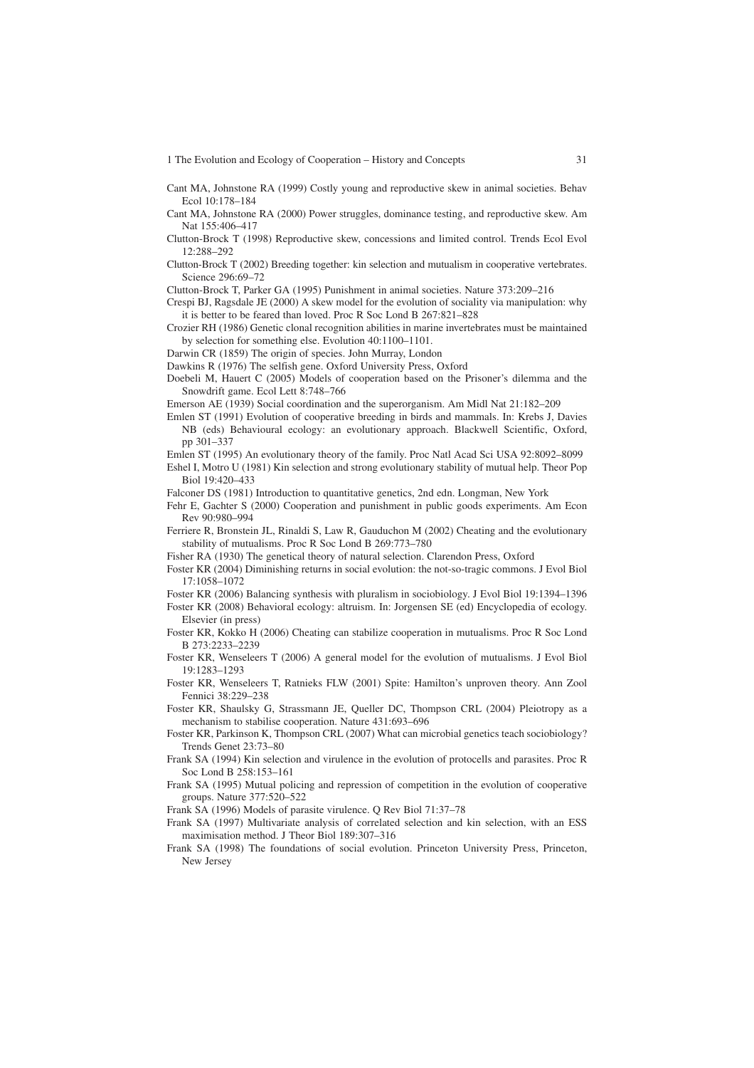Cant MA, Johnstone RA (1999) Costly young and reproductive skew in animal societies. Behav Ecol 10:178–184

Cant MA, Johnstone RA (2000) Power struggles, dominance testing, and reproductive skew. Am Nat 155:406–417

Clutton-Brock T (1998) Reproductive skew, concessions and limited control. Trends Ecol Evol 12:288–292

Clutton-Brock T (2002) Breeding together: kin selection and mutualism in cooperative vertebrates. Science 296:69–72

Clutton-Brock T, Parker GA (1995) Punishment in animal societies. Nature 373:209–216

Crespi BJ, Ragsdale JE (2000) A skew model for the evolution of sociality via manipulation: why it is better to be feared than loved. Proc R Soc Lond B 267:821–828

Crozier RH (1986) Genetic clonal recognition abilities in marine invertebrates must be maintained by selection for something else. Evolution 40:1100–1101.

Darwin CR (1859) The origin of species. John Murray, London

Dawkins R (1976) The selfish gene. Oxford University Press, Oxford

Doebeli M, Hauert C (2005) Models of cooperation based on the Prisoner's dilemma and the Snowdrift game. Ecol Lett 8:748–766

Emerson AE (1939) Social coordination and the superorganism. Am Midl Nat 21:182–209

Emlen ST (1991) Evolution of cooperative breeding in birds and mammals. In: Krebs J, Davies NB (eds) Behavioural ecology: an evolutionary approach. Blackwell Scientific, Oxford, pp 301–337

Emlen ST (1995) An evolutionary theory of the family. Proc Natl Acad Sci USA 92:8092–8099

Eshel I, Motro U (1981) Kin selection and strong evolutionary stability of mutual help. Theor Pop Biol 19:420–433

Falconer DS (1981) Introduction to quantitative genetics, 2nd edn. Longman, New York

Fehr E, Gachter S (2000) Cooperation and punishment in public goods experiments. Am Econ Rev 90:980–994

Ferriere R, Bronstein JL, Rinaldi S, Law R, Gauduchon M (2002) Cheating and the evolutionary stability of mutualisms. Proc R Soc Lond B 269:773–780

Fisher RA (1930) The genetical theory of natural selection. Clarendon Press, Oxford

Foster KR (2004) Diminishing returns in social evolution: the not-so-tragic commons. J Evol Biol 17:1058–1072

Foster KR (2006) Balancing synthesis with pluralism in sociobiology. J Evol Biol 19:1394–1396

Foster KR (2008) Behavioral ecology: altruism. In: Jorgensen SE (ed) Encyclopedia of ecology. Elsevier (in press)

Foster KR, Kokko H (2006) Cheating can stabilize cooperation in mutualisms. Proc R Soc Lond B 273:2233–2239

Foster KR, Wenseleers T (2006) A general model for the evolution of mutualisms. J Evol Biol 19:1283–1293

Foster KR, Wenseleers T, Ratnieks FLW (2001) Spite: Hamilton's unproven theory. Ann Zool Fennici 38:229–238

Foster KR, Shaulsky G, Strassmann JE, Queller DC, Thompson CRL (2004) Pleiotropy as a mechanism to stabilise cooperation. Nature 431:693–696

Foster KR, Parkinson K, Thompson CRL (2007) What can microbial genetics teach sociobiology? Trends Genet 23:73–80

Frank SA (1994) Kin selection and virulence in the evolution of protocells and parasites. Proc R Soc Lond B 258:153–161

Frank SA (1995) Mutual policing and repression of competition in the evolution of cooperative groups. Nature 377:520–522

Frank SA (1996) Models of parasite virulence. Q Rev Biol 71:37–78

Frank SA (1997) Multivariate analysis of correlated selection and kin selection, with an ESS maximisation method. J Theor Biol 189:307–316

Frank SA (1998) The foundations of social evolution. Princeton University Press, Princeton, New Jersey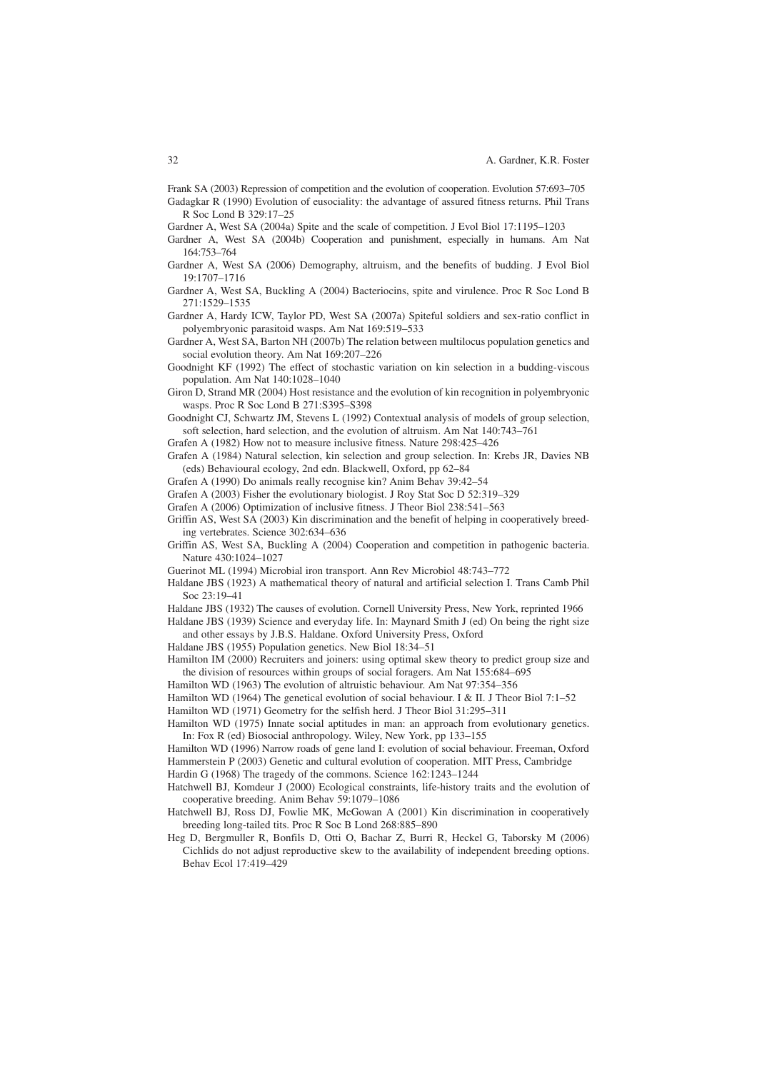Frank SA (2003) Repression of competition and the evolution of cooperation. Evolution 57:693–705

Gadagkar R (1990) Evolution of eusociality: the advantage of assured fitness returns. Phil Trans R Soc Lond B 329:17–25

Gardner A, West SA (2004a) Spite and the scale of competition. J Evol Biol 17:1195–1203

Gardner A, West SA (2004b) Cooperation and punishment, especially in humans. Am Nat 164:753–764

Gardner A, West SA (2006) Demography, altruism, and the benefits of budding. J Evol Biol 19:1707–1716

Gardner A, West SA, Buckling A (2004) Bacteriocins, spite and virulence. Proc R Soc Lond B 271:1529–1535

Gardner A, Hardy ICW, Taylor PD, West SA (2007a) Spiteful soldiers and sex-ratio conflict in polyembryonic parasitoid wasps. Am Nat 169:519–533

Gardner A, West SA, Barton NH (2007b) The relation between multilocus population genetics and social evolution theory. Am Nat 169:207–226

Goodnight KF (1992) The effect of stochastic variation on kin selection in a budding-viscous population. Am Nat 140:1028–1040

Giron D, Strand MR (2004) Host resistance and the evolution of kin recognition in polyembryonic wasps. Proc R Soc Lond B 271:S395–S398

Goodnight CJ, Schwartz JM, Stevens L (1992) Contextual analysis of models of group selection, soft selection, hard selection, and the evolution of altruism. Am Nat 140:743–761

Grafen A (1982) How not to measure inclusive fitness. Nature 298:425–426

Grafen A (1984) Natural selection, kin selection and group selection. In: Krebs JR, Davies NB (eds) Behavioural ecology, 2nd edn. Blackwell, Oxford, pp 62–84

Grafen A (1990) Do animals really recognise kin? Anim Behav 39:42–54

Grafen A (2003) Fisher the evolutionary biologist. J Roy Stat Soc D 52:319–329

Grafen A (2006) Optimization of inclusive fitness. J Theor Biol 238:541–563

Griffin AS, West SA (2003) Kin discrimination and the benefit of helping in cooperatively breeding vertebrates. Science 302:634–636

Griffin AS, West SA, Buckling A (2004) Cooperation and competition in pathogenic bacteria. Nature 430:1024–1027

Guerinot ML (1994) Microbial iron transport. Ann Rev Microbiol 48:743–772

Haldane JBS (1923) A mathematical theory of natural and artificial selection I. Trans Camb Phil Soc 23:19–41

Haldane JBS (1932) The causes of evolution. Cornell University Press, New York, reprinted 1966

Haldane JBS (1939) Science and everyday life. In: Maynard Smith J (ed) On being the right size and other essays by J.B.S. Haldane. Oxford University Press, Oxford

Haldane JBS (1955) Population genetics. New Biol 18:34–51

Hamilton IM (2000) Recruiters and joiners: using optimal skew theory to predict group size and the division of resources within groups of social foragers. Am Nat 155:684–695

Hamilton WD (1963) The evolution of altruistic behaviour. Am Nat 97:354–356

Hamilton WD (1964) The genetical evolution of social behaviour. I & II. J Theor Biol 7:1–52

Hamilton WD (1971) Geometry for the selfish herd. J Theor Biol 31:295–311

Hamilton WD (1975) Innate social aptitudes in man: an approach from evolutionary genetics. In: Fox R (ed) Biosocial anthropology. Wiley, New York, pp 133–155

Hamilton WD (1996) Narrow roads of gene land I: evolution of social behaviour. Freeman, Oxford

Hammerstein P (2003) Genetic and cultural evolution of cooperation. MIT Press, Cambridge

Hardin G (1968) The tragedy of the commons. Science 162:1243–1244

Hatchwell BJ, Komdeur J (2000) Ecological constraints, life-history traits and the evolution of cooperative breeding. Anim Behav 59:1079–1086

Hatchwell BJ, Ross DJ, Fowlie MK, McGowan A (2001) Kin discrimination in cooperatively breeding long-tailed tits. Proc R Soc B Lond 268:885–890

Heg D, Bergmuller R, Bonfils D, Otti O, Bachar Z, Burri R, Heckel G, Taborsky M (2006) Cichlids do not adjust reproductive skew to the availability of independent breeding options. Behav Ecol 17:419–429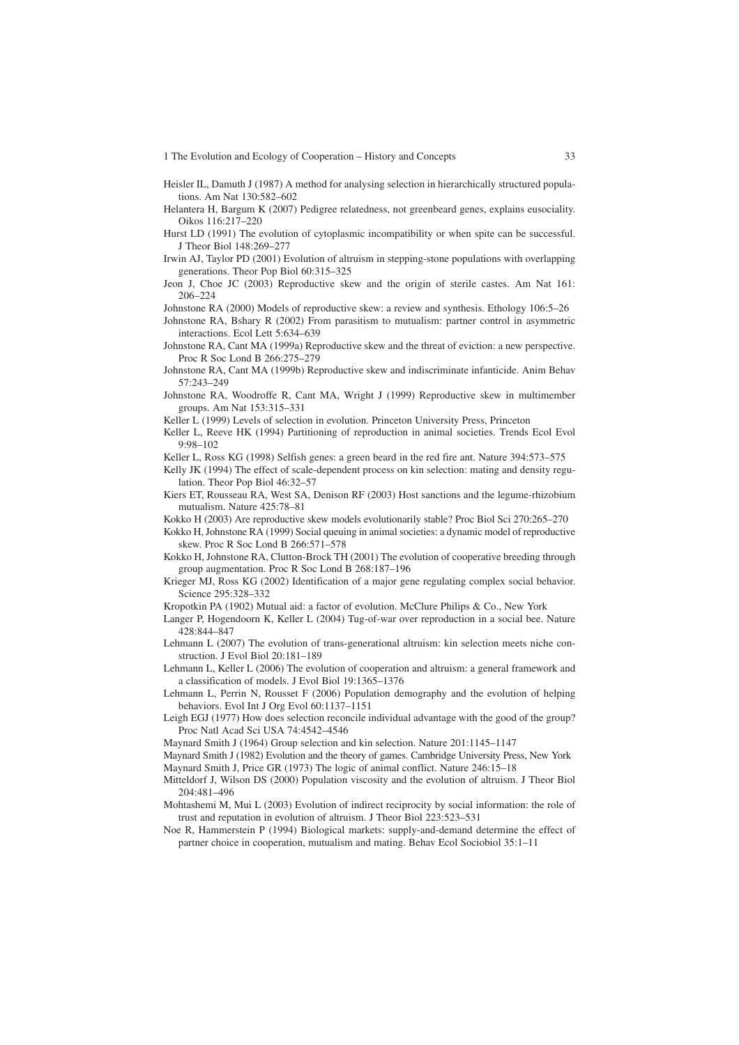Heisler IL, Damuth J (1987) A method for analysing selection in hierarchically structured populations. Am Nat 130:582–602

Helantera H, Bargum K (2007) Pedigree relatedness, not greenbeard genes, explains eusociality. Oikos 116:217–220

Hurst LD (1991) The evolution of cytoplasmic incompatibility or when spite can be successful. J Theor Biol 148:269–277

Irwin AJ, Taylor PD (2001) Evolution of altruism in stepping-stone populations with overlapping generations. Theor Pop Biol 60:315–325

Jeon J, Choe JC (2003) Reproductive skew and the origin of sterile castes. Am Nat 161: 206–224

Johnstone RA (2000) Models of reproductive skew: a review and synthesis. Ethology 106:5–26

Johnstone RA, Bshary R (2002) From parasitism to mutualism: partner control in asymmetric interactions. Ecol Lett 5:634–639

Johnstone RA, Cant MA (1999a) Reproductive skew and the threat of eviction: a new perspective. Proc R Soc Lond B 266:275–279

Johnstone RA, Cant MA (1999b) Reproductive skew and indiscriminate infanticide. Anim Behav 57:243–249

Johnstone RA, Woodroffe R, Cant MA, Wright J (1999) Reproductive skew in multimember groups. Am Nat 153:315–331

Keller L (1999) Levels of selection in evolution. Princeton University Press, Princeton

Keller L, Reeve HK (1994) Partitioning of reproduction in animal societies. Trends Ecol Evol 9:98–102

Keller L, Ross KG (1998) Selfish genes: a green beard in the red fire ant. Nature 394:573–575

Kelly JK (1994) The effect of scale-dependent process on kin selection: mating and density regulation. Theor Pop Biol 46:32–57

Kiers ET, Rousseau RA, West SA, Denison RF (2003) Host sanctions and the legume-rhizobium mutualism. Nature 425:78–81

Kokko H (2003) Are reproductive skew models evolutionarily stable? Proc Biol Sci 270:265–270

Kokko H, Johnstone RA (1999) Social queuing in animal societies: a dynamic model of reproductive skew. Proc R Soc Lond B 266:571–578

Kokko H, Johnstone RA, Clutton-Brock TH (2001) The evolution of cooperative breeding through group augmentation. Proc R Soc Lond B 268:187–196

Krieger MJ, Ross KG (2002) Identification of a major gene regulating complex social behavior. Science 295:328–332

Kropotkin PA (1902) Mutual aid: a factor of evolution. McClure Philips & Co., New York

Langer P, Hogendoorn K, Keller L (2004) Tug-of-war over reproduction in a social bee. Nature 428:844–847

Lehmann L (2007) The evolution of trans-generational altruism: kin selection meets niche construction. J Evol Biol 20:181–189

Lehmann L, Keller L (2006) The evolution of cooperation and altruism: a general framework and a classification of models. J Evol Biol 19:1365–1376

Lehmann L, Perrin N, Rousset F (2006) Population demography and the evolution of helping behaviors. Evol Int J Org Evol 60:1137–1151

Leigh EGJ (1977) How does selection reconcile individual advantage with the good of the group? Proc Natl Acad Sci USA 74:4542–4546

Maynard Smith J (1964) Group selection and kin selection. Nature 201:1145–1147

Maynard Smith J (1982) Evolution and the theory of games. Cambridge University Press, New York

Maynard Smith J, Price GR (1973) The logic of animal conflict. Nature 246:15–18

Mitteldorf J, Wilson DS (2000) Population viscosity and the evolution of altruism. J Theor Biol 204:481–496

Mohtashemi M, Mui L (2003) Evolution of indirect reciprocity by social information: the role of trust and reputation in evolution of altruism. J Theor Biol 223:523–531

Noe R, Hammerstein P (1994) Biological markets: supply-and-demand determine the effect of partner choice in cooperation, mutualism and mating. Behav Ecol Sociobiol 35:1–11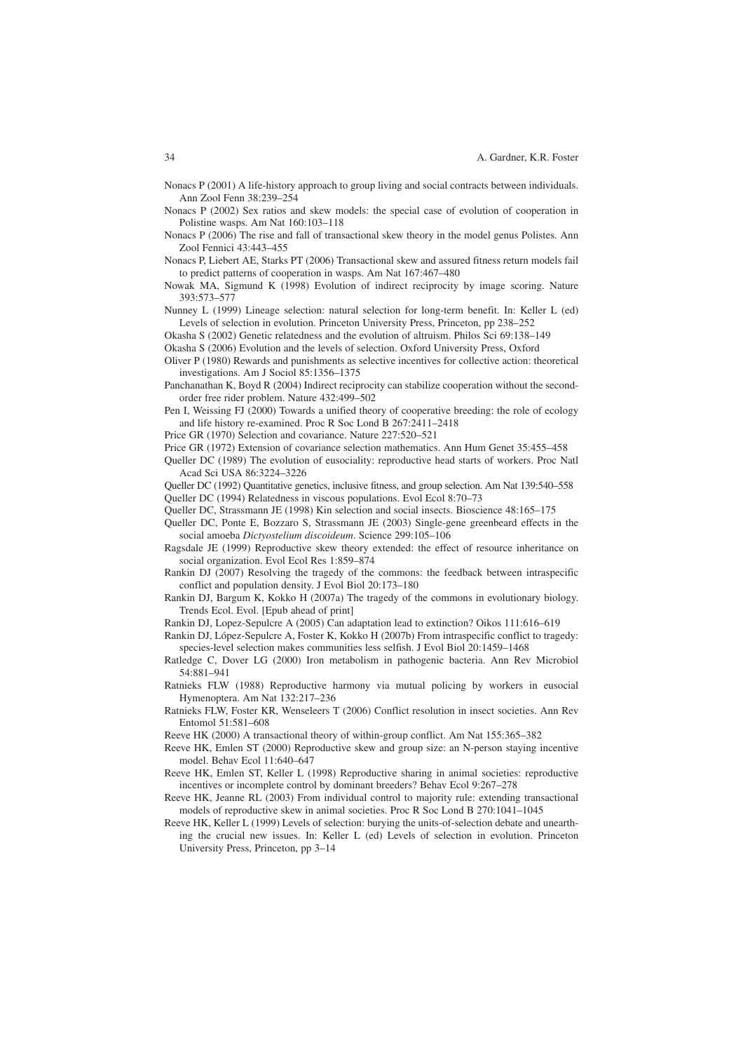Nonacs P (2001) A life-history approach to group living and social contracts between individuals. Ann Zool Fenn 38:239–254

Nonacs P (2002) Sex ratios and skew models: the special case of evolution of cooperation in Polistine wasps. Am Nat 160:103–118

Nonacs P (2006) The rise and fall of transactional skew theory in the model genus Polistes. Ann Zool Fennici 43:443–455

Nonacs P, Liebert AE, Starks PT (2006) Transactional skew and assured fitness return models fail to predict patterns of cooperation in wasps. Am Nat 167:467–480

Nowak MA, Sigmund K (1998) Evolution of indirect reciprocity by image scoring. Nature 393:573–577

Nunney L (1999) Lineage selection: natural selection for long-term benefit. In: Keller L (ed) Levels of selection in evolution. Princeton University Press, Princeton, pp 238–252

Okasha S (2002) Genetic relatedness and the evolution of altruism. Philos Sci 69:138–149

Okasha S (2006) Evolution and the levels of selection. Oxford University Press, Oxford

Oliver P (1980) Rewards and punishments as selective incentives for collective action: theoretical investigations. Am J Sociol 85:1356–1375

Panchanathan K, Boyd R (2004) Indirect reciprocity can stabilize cooperation without the second-order free rider problem. Nature 432:499–502

Pen I, Weissing FJ (2000) Towards a unified theory of cooperative breeding: the role of ecology and life history re-examined. Proc R Soc Lond B 267:2411–2418

Price GR (1970) Selection and covariance. Nature 227:520–521

Price GR (1972) Extension of covariance selection mathematics. Ann Hum Genet 35:455–458

Queller DC (1989) The evolution of eusociality: reproductive head starts of workers. Proc Natl Acad Sci USA 86:3224–3226

Queller DC (1992) Quantitative genetics, inclusive fitness, and group selection. Am Nat 139:540–558

Queller DC (1994) Relatedness in viscous populations. Evol Ecol 8:70–73

Queller DC, Strassmann JE (1998) Kin selection and social insects. Bioscience 48:165–175

Queller DC, Ponte E, Bozzaro S, Strassmann JE (2003) Single-gene greenbeard effects in the social amoeba *Dictyostelium discoideum*. Science 299:105–106

Ragsdale JE (1999) Reproductive skew theory extended: the effect of resource inheritance on social organization. Evol Ecol Res 1:859–874

Rankin DJ (2007) Resolving the tragedy of the commons: the feedback between intraspecific conflict and population density. J Evol Biol 20:173–180

Rankin DJ, Bargum K, Kokko H (2007a) The tragedy of the commons in evolutionary biology. Trends Ecol. Evol. [Epub ahead of print]

Rankin DJ, Lopez-Sepulcre A (2005) Can adaptation lead to extinction? Oikos 111:616–619

Rankin DJ, López-Sepulcre A, Foster K, Kokko H (2007b) From intraspecific conflict to tragedy: species-level selection makes communities less selfish. J Evol Biol 20:1459–1468

Ratledge C, Dover LG (2000) Iron metabolism in pathogenic bacteria. Ann Rev Microbiol 54:881–941

Ratnieks FLW (1988) Reproductive harmony via mutual policing by workers in eusocial Hymenoptera. Am Nat 132:217–236

Ratnieks FLW, Foster KR, Wenseleers T (2006) Conflict resolution in insect societies. Ann Rev Entomol 51:581–608

Reeve HK (2000) A transactional theory of within-group conflict. Am Nat 155:365–382

Reeve HK, Emlen ST (2000) Reproductive skew and group size: an N-person staying incentive model. Behav Ecol 11:640–647

Reeve HK, Emlen ST, Keller L (1998) Reproductive sharing in animal societies: reproductive incentives or incomplete control by dominant breeders? Behav Ecol 9:267–278

Reeve HK, Jeanne RL (2003) From individual control to majority rule: extending transactional models of reproductive skew in animal societies. Proc R Soc Lond B 270:1041–1045

Reeve HK, Keller L (1999) Levels of selection: burying the units-of-selection debate and unearthing the crucial new issues. In: Keller L (ed) Levels of selection in evolution. Princeton University Press, Princeton, pp 3–14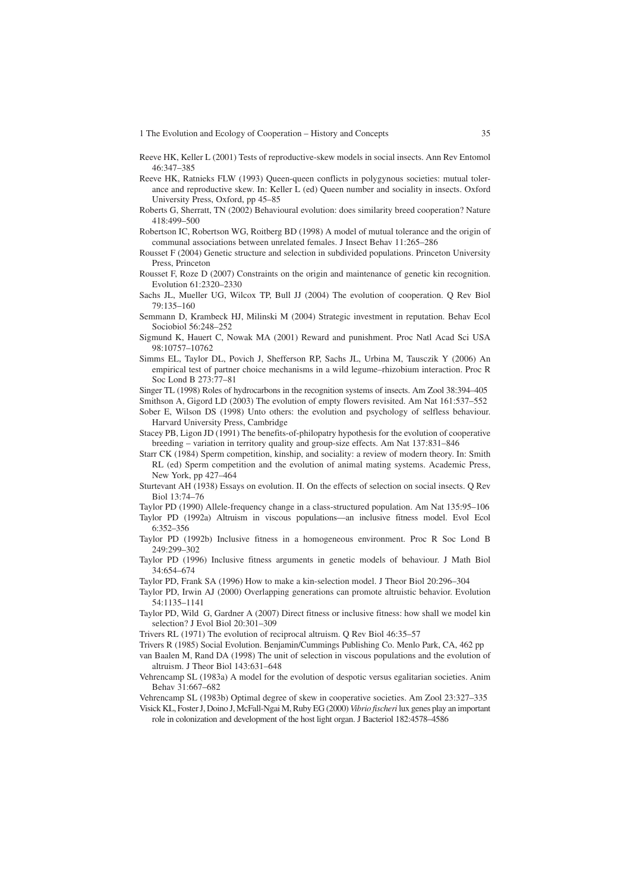Reeve HK, Keller L (2001) Tests of reproductive-skew models in social insects. Ann Rev Entomol 46:347–385

Reeve HK, Ratnieks FLW (1993) Queen-queen conflicts in polygynous societies: mutual tolerance and reproductive skew. In: Keller L (ed) Queen number and sociality in insects. Oxford University Press, Oxford, pp 45–85

Roberts G, Sherratt, TN (2002) Behavioural evolution: does similarity breed cooperation? Nature 418:499–500

Robertson IC, Robertson WG, Roitberg BD (1998) A model of mutual tolerance and the origin of communal associations between unrelated females. J Insect Behav 11:265–286

Rousset F (2004) Genetic structure and selection in subdivided populations. Princeton University Press, Princeton

Rousset F, Roze D (2007) Constraints on the origin and maintenance of genetic kin recognition. Evolution 61:2320–2330

Sachs JL, Mueller UG, Wilcox TP, Bull JJ (2004) The evolution of cooperation. Q Rev Biol 79:135–160

Semmann D, Krambeck HJ, Milinski M (2004) Strategic investment in reputation. Behav Ecol Sociobiol 56:248–252

Sigmund K, Hauert C, Nowak MA (2001) Reward and punishment. Proc Natl Acad Sci USA 98:10757–10762

Simms EL, Taylor DL, Povich J, Shefferson RP, Sachs JL, Urbina M, Tausczik Y (2006) An empirical test of partner choice mechanisms in a wild legume–rhizobium interaction. Proc R Soc Lond B 273:77–81

Singer TL (1998) Roles of hydrocarbons in the recognition systems of insects. Am Zool 38:394–405

Smithson A, Gigord LD (2003) The evolution of empty flowers revisited. Am Nat 161:537–552

Sober E, Wilson DS (1998) Unto others: the evolution and psychology of selfless behaviour. Harvard University Press, Cambridge

Stacey PB, Ligon JD (1991) The benefits-of-philopatry hypothesis for the evolution of cooperative breeding – variation in territory quality and group-size effects. Am Nat 137:831–846

Starr CK (1984) Sperm competition, kinship, and sociality: a review of modern theory. In: Smith RL (ed) Sperm competition and the evolution of animal mating systems. Academic Press, New York, pp 427–464

Sturtevant AH (1938) Essays on evolution. II. On the effects of selection on social insects. Q Rev Biol 13:74–76

Taylor PD (1990) Allele-frequency change in a class-structured population. Am Nat 135:95–106

Taylor PD (1992a) Altruism in viscous populations—an inclusive fitness model. Evol Ecol 6:352–356

Taylor PD (1992b) Inclusive fitness in a homogeneous environment. Proc R Soc Lond B 249:299–302

Taylor PD (1996) Inclusive fitness arguments in genetic models of behaviour. J Math Biol 34:654–674

Taylor PD, Frank SA (1996) How to make a kin-selection model. J Theor Biol 20:296–304

Taylor PD, Irwin AJ (2000) Overlapping generations can promote altruistic behavior. Evolution 54:1135–1141

Taylor PD, Wild G, Gardner A (2007) Direct fitness or inclusive fitness: how shall we model kin selection? J Evol Biol 20:301–309

Trivers RL (1971) The evolution of reciprocal altruism. Q Rev Biol 46:35–57

Trivers R (1985) Social Evolution. Benjamin/Cummings Publishing Co. Menlo Park, CA, 462 pp

van Baalen M, Rand DA (1998) The unit of selection in viscous populations and the evolution of altruism. J Theor Biol 143:631–648

Vehrencamp SL (1983a) A model for the evolution of despotic versus egalitarian societies. Anim Behav 31:667–682

Vehrencamp SL (1983b) Optimal degree of skew in cooperative societies. Am Zool 23:327–335

Visick KL, Foster J, Doino J, McFall-Ngai M, Ruby EG (2000) *Vibrio fischeri* lux genes play an important role in colonization and development of the host light organ. J Bacteriol 182:4578–4586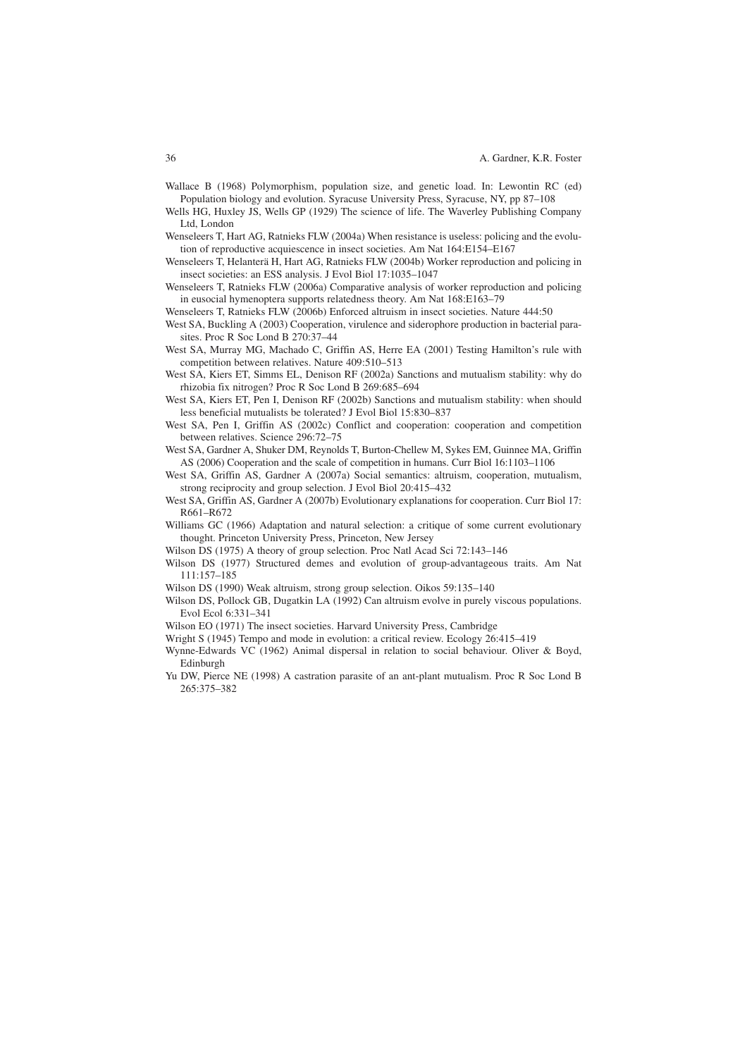Wallace B (1968) Polymorphism, population size, and genetic load. In: Lewontin RC (ed) Population biology and evolution. Syracuse University Press, Syracuse, NY, pp 87–108

Wells HG, Huxley JS, Wells GP (1929) The science of life. The Waverley Publishing Company Ltd, London

Wenseleers T, Hart AG, Ratnieks FLW (2004a) When resistance is useless: policing and the evolution of reproductive acquiescence in insect societies. Am Nat 164:E154–E167

Wenseleers T, Helanterä H, Hart AG, Ratnieks FLW (2004b) Worker reproduction and policing in insect societies: an ESS analysis. J Evol Biol 17:1035–1047

Wenseleers T, Ratnieks FLW (2006a) Comparative analysis of worker reproduction and policing in eusocial hymenoptera supports relatedness theory. Am Nat 168:E163–79

Wenseleers T, Ratnieks FLW (2006b) Enforced altruism in insect societies. Nature 444:50

West SA, Buckling A (2003) Cooperation, virulence and siderophore production in bacterial parasites. Proc R Soc Lond B 270:37–44

West SA, Murray MG, Machado C, Griffin AS, Herre EA (2001) Testing Hamilton's rule with competition between relatives. Nature 409:510–513

West SA, Kiers ET, Simms EL, Denison RF (2002a) Sanctions and mutualism stability: why do rhizobia fix nitrogen? Proc R Soc Lond B 269:685–694

West SA, Kiers ET, Pen I, Denison RF (2002b) Sanctions and mutualism stability: when should less beneficial mutualists be tolerated? J Evol Biol 15:830–837

West SA, Pen I, Griffin AS (2002c) Conflict and cooperation: cooperation and competition between relatives. Science 296:72–75

West SA, Gardner A, Shuker DM, Reynolds T, Burton-Chellew M, Sykes EM, Guinnee MA, Griffin AS (2006) Cooperation and the scale of competition in humans. Curr Biol 16:1103–1106

West SA, Griffin AS, Gardner A (2007a) Social semantics: altruism, cooperation, mutualism, strong reciprocity and group selection. J Evol Biol 20:415–432

West SA, Griffin AS, Gardner A (2007b) Evolutionary explanations for cooperation. Curr Biol 17: R661–R672

Williams GC (1966) Adaptation and natural selection: a critique of some current evolutionary thought. Princeton University Press, Princeton, New Jersey

Wilson DS (1975) A theory of group selection. Proc Natl Acad Sci 72:143–146

Wilson DS (1977) Structured demes and evolution of group-advantageous traits. Am Nat 111:157–185

Wilson DS (1990) Weak altruism, strong group selection. Oikos 59:135–140

Wilson DS, Pollock GB, Dugatkin LA (1992) Can altruism evolve in purely viscous populations. Evol Ecol 6:331–341

Wilson EO (1971) The insect societies. Harvard University Press, Cambridge

Wright S (1945) Tempo and mode in evolution: a critical review. Ecology 26:415–419

Wynne-Edwards VC (1962) Animal dispersal in relation to social behaviour. Oliver & Boyd, Edinburgh

Yu DW, Pierce NE (1998) A castration parasite of an ant-plant mutualism. Proc R Soc Lond B 265:375–382